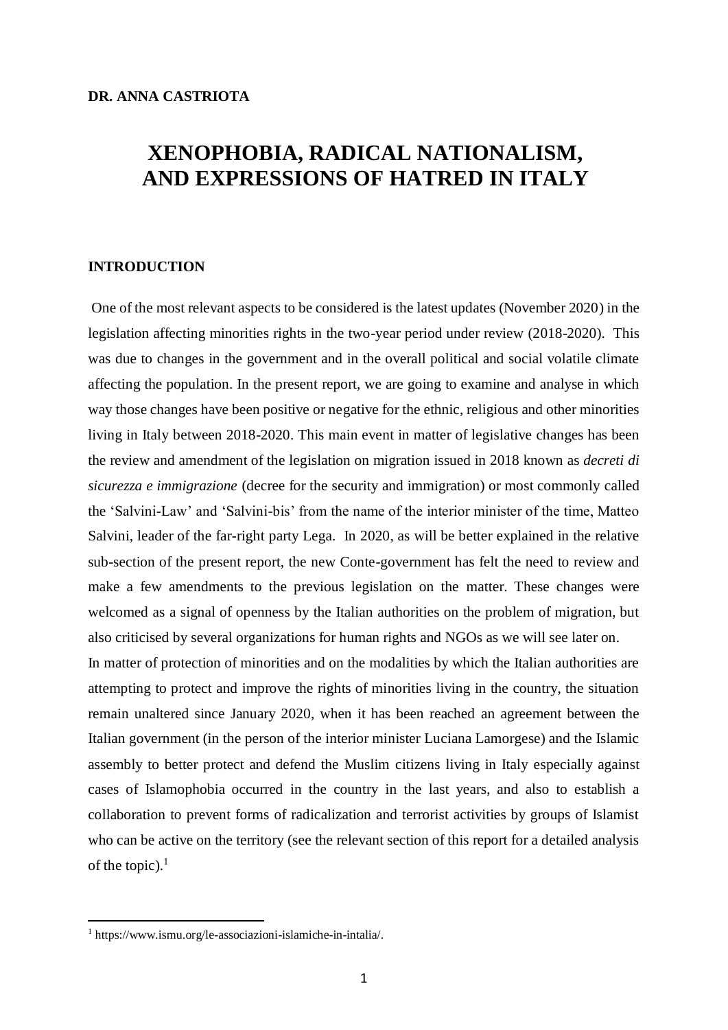**DR. ANNA CASTRIOTA**

# XENOPHOBIA, RADICAL NATIONALISM, AND EXPRESSIONS OF HATRED IN ITALY

## INTRODUCTION

One of the most relevant aspects to be considered is the latest updates (November 2020) in the legislation affecting minorities rights in the two-year period under review (2018-2020). This was due to changes in the government and in the overall political and social volatile climate affecting the population. In the present report, we are going to examine and analyse in which way those changes have been positive or negative for the ethnic, religious and other minorities living in Italy between 2018-2020. This main event in matter of legislative changes has been the review and amendment of the legislation on migration issued in 2018 known as *decreti di sicurezza e immigrazione* (decree for the security and immigration) or most commonly called the 'Salvini-Law' and 'Salvini-bis' from the name of the interior minister of the time, Matteo Salvini, leader of the far-right party Lega. In 2020, as will be better explained in the relative sub-section of the present report, the new Conte-government has felt the need to review and make a few amendments to the previous legislation on the matter. These changes were welcomed as a signal of openness by the Italian authorities on the problem of migration, but also criticised by several organizations for human rights and NGOs as we will see later on.

In matter of protection of minorities and on the modalities by which the Italian authorities are attempting to protect and improve the rights of minorities living in the country, the situation remain unaltered since January 2020, when it has been reached an agreement between the Italian government (in the person of the interior minister Luciana Lamorgese) and the Islamic assembly to better protect and defend the Muslim citizens living in Italy especially against cases of Islamophobia occurred in the country in the last years, and also to establish a collaboration to prevent forms of radicalization and terrorist activities by groups of Islamist who can be active on the territory (see the relevant section of this report for a detailed analysis of the topic).[1]

[1] https://www.ismu.org/le-associazioni-islamiche-in-intalia/.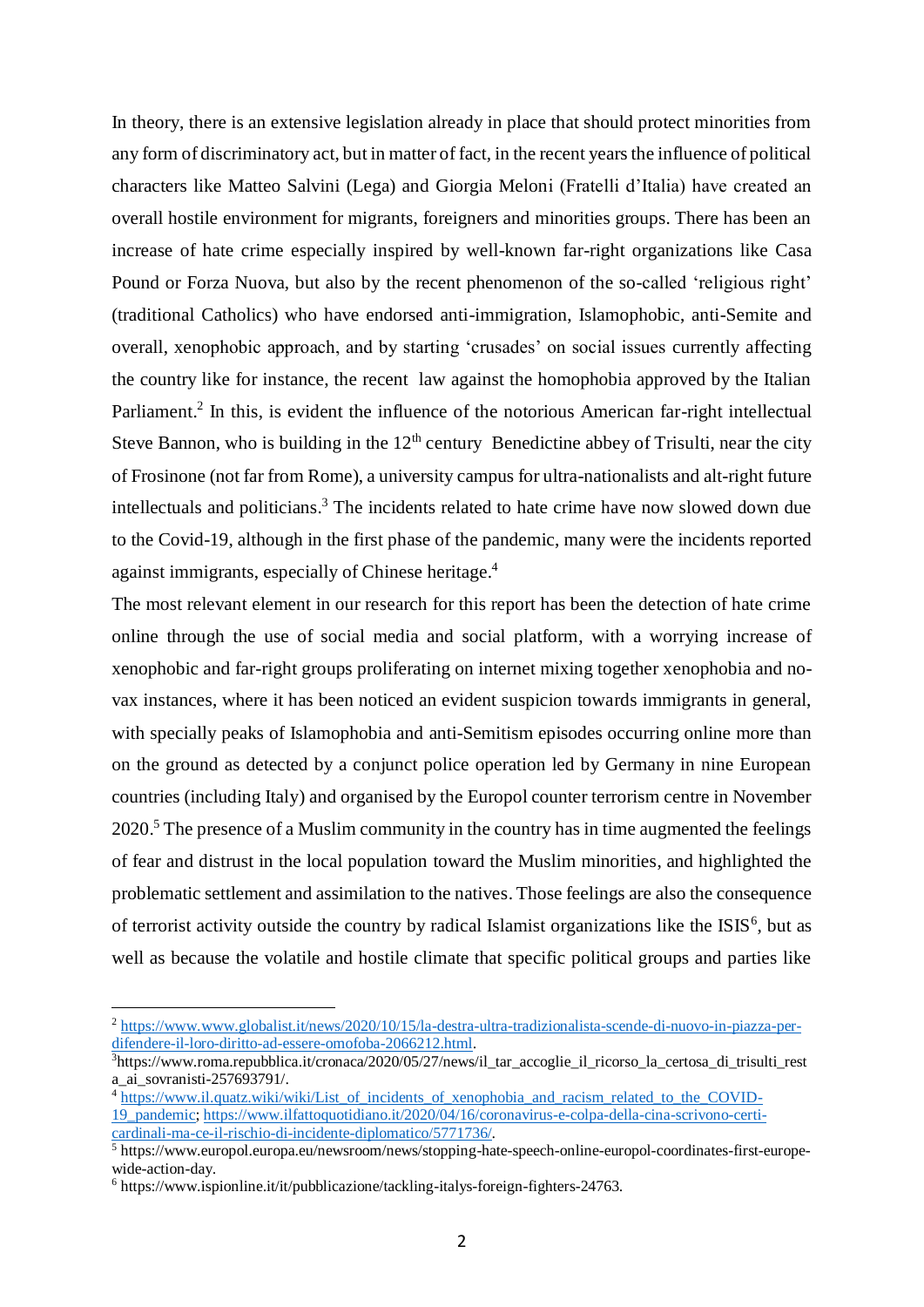In theory, there is an extensive legislation already in place that should protect minorities from any form of discriminatory act, but in matter of fact, in the recent years the influence of political characters like Matteo Salvini (Lega) and Giorgia Meloni (Fratelli d'Italia) have created an overall hostile environment for migrants, foreigners and minorities groups. There has been an increase of hate crime especially inspired by well-known far-right organizations like Casa Pound or Forza Nuova, but also by the recent phenomenon of the so-called 'religious right' (traditional Catholics) who have endorsed anti-immigration, Islamophobic, anti-Semite and overall, xenophobic approach, and by starting 'crusades' on social issues currently affecting the country like for instance, the recent law against the homophobia approved by the Italian Parliament.[2] In this, is evident the influence of the notorious American far-right intellectual Steve Bannon, who is building in the 12th century Benedictine abbey of Trisulti, near the city of Frosinone (not far from Rome), a university campus for ultra-nationalists and alt-right future intellectuals and politicians.[3] The incidents related to hate crime have now slowed down due to the Covid-19, although in the first phase of the pandemic, many were the incidents reported against immigrants, especially of Chinese heritage.[4]

The most relevant element in our research for this report has been the detection of hate crime online through the use of social media and social platform, with a worrying increase of xenophobic and far-right groups proliferating on internet mixing together xenophobia and no-vax instances, where it has been noticed an evident suspicion towards immigrants in general, with specially peaks of Islamophobia and anti-Semitism episodes occurring online more than on the ground as detected by a conjunct police operation led by Germany in nine European countries (including Italy) and organised by the Europol counter terrorism centre in November 2020.[5] The presence of a Muslim community in the country has in time augmented the feelings of fear and distrust in the local population toward the Muslim minorities, and highlighted the problematic settlement and assimilation to the natives. Those feelings are also the consequence of terrorist activity outside the country by radical Islamist organizations like the ISIS[6], but as well as because the volatile and hostile climate that specific political groups and parties like

---

[2] https://www.www.globalist.it/news/2020/10/15/la-destra-ultra-tradizionalista-scende-di-nuovo-in-piazza-per-difendere-il-loro-diritto-ad-essere-omofoba-2066212.html.

[3] https://www.roma.repubblica.it/cronaca/2020/05/27/news/il_tar_accoglie_il_ricorso_la_certosa_di_trisulti_resta_ai_sovranisti-257693791/.

[4] https://www.il.quatz.wiki/wiki/List_of_incidents_of_xenophobia_and_racism_related_to_the_COVID-19_pandemic; https://www.ilfattoquotidiano.it/2020/04/16/coronavirus-e-colpa-della-cina-scrivono-certi-cardinali-ma-ce-il-rischio-di-incidente-diplomatico/5771736/.

[5] https://www.europol.europa.eu/newsroom/news/stopping-hate-speech-online-europol-coordinates-first-europe-wide-action-day.

[6] https://www.ispionline.it/it/pubblicazione/tackling-italys-foreign-fighters-24763.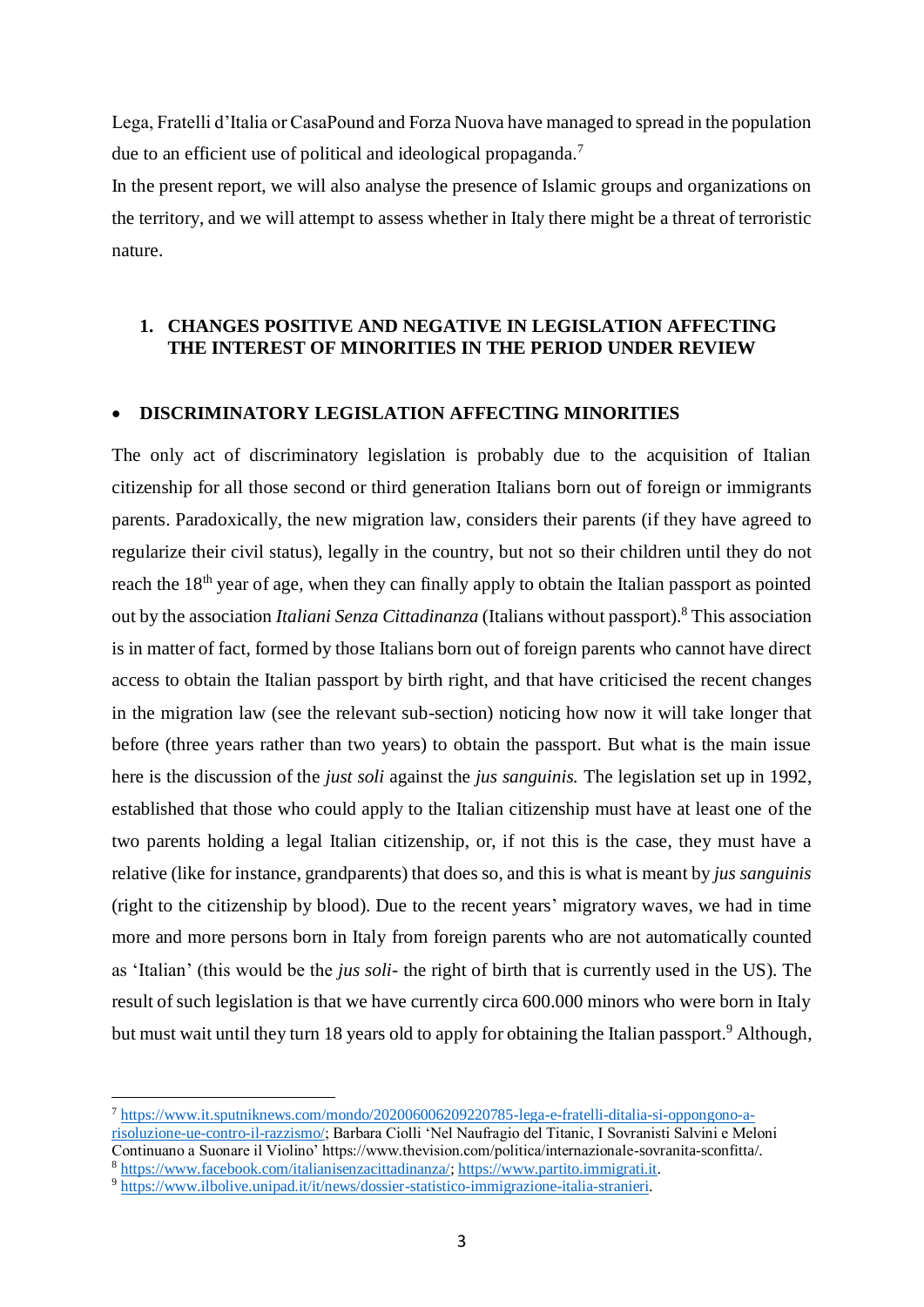Lega, Fratelli d'Italia or CasaPound and Forza Nuova have managed to spread in the population due to an efficient use of political and ideological propaganda.[7]

In the present report, we will also analyse the presence of Islamic groups and organizations on the territory, and we will attempt to assess whether in Italy there might be a threat of terroristic nature.

## 1. CHANGES POSITIVE AND NEGATIVE IN LEGISLATION AFFECTING THE INTEREST OF MINORITIES IN THE PERIOD UNDER REVIEW

- **DISCRIMINATORY LEGISLATION AFFECTING MINORITIES**

The only act of discriminatory legislation is probably due to the acquisition of Italian citizenship for all those second or third generation Italians born out of foreign or immigrants parents. Paradoxically, the new migration law, considers their parents (if they have agreed to regularize their civil status), legally in the country, but not so their children until they do not reach the 18th year of age, when they can finally apply to obtain the Italian passport as pointed out by the association *Italiani Senza Cittadinanza* (Italians without passport).[8] This association is in matter of fact, formed by those Italians born out of foreign parents who cannot have direct access to obtain the Italian passport by birth right, and that have criticised the recent changes in the migration law (see the relevant sub-section) noticing how now it will take longer that before (three years rather than two years) to obtain the passport. But what is the main issue here is the discussion of the *just soli* against the *jus sanguinis.* The legislation set up in 1992, established that those who could apply to the Italian citizenship must have at least one of the two parents holding a legal Italian citizenship, or, if not this is the case, they must have a relative (like for instance, grandparents) that does so, and this is what is meant by *jus sanguinis* (right to the citizenship by blood). Due to the recent years' migratory waves, we had in time more and more persons born in Italy from foreign parents who are not automatically counted as 'Italian' (this would be the *jus soli*- the right of birth that is currently used in the US). The result of such legislation is that we have currently circa 600.000 minors who were born in Italy but must wait until they turn 18 years old to apply for obtaining the Italian passport.[9] Although,

---

[7] https://www.it.sputniknews.com/mondo/202006006209220785-lega-e-fratelli-ditalia-si-oppongono-a-risoluzione-ue-contro-il-razzismo/; Barbara Ciolli 'Nel Naufragio del Titanic, I Sovranisti Salvini e Meloni Continuano a Suonare il Violino' https://www.thevision.com/politica/internazionale-sovranita-sconfitta/.

[8] https://www.facebook.com/italianisenzacittadinanza/; https://www.partito.immigrati.it.

[9] https://www.ilbolive.unipad.it/it/news/dossier-statistico-immigrazione-italia-stranieri.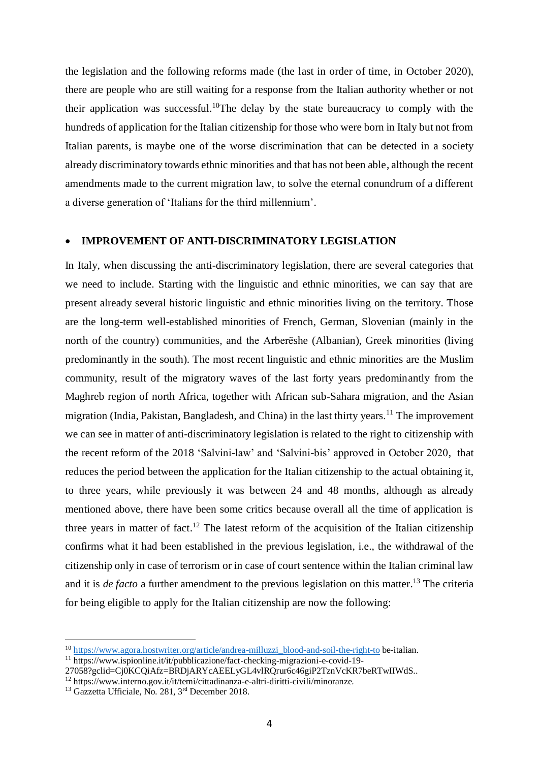the legislation and the following reforms made (the last in order of time, in October 2020), there are people who are still waiting for a response from the Italian authority whether or not their application was successful.[10]The delay by the state bureaucracy to comply with the hundreds of application for the Italian citizenship for those who were born in Italy but not from Italian parents, is maybe one of the worse discrimination that can be detected in a society already discriminatory towards ethnic minorities and that has not been able, although the recent amendments made to the current migration law, to solve the eternal conundrum of a different a diverse generation of 'Italians for the third millennium'.

- **IMPROVEMENT OF ANTI-DISCRIMINATORY LEGISLATION**

In Italy, when discussing the anti-discriminatory legislation, there are several categories that we need to include. Starting with the linguistic and ethnic minorities, we can say that are present already several historic linguistic and ethnic minorities living on the territory. Those are the long-term well-established minorities of French, German, Slovenian (mainly in the north of the country) communities, and the Arberëshe (Albanian), Greek minorities (living predominantly in the south). The most recent linguistic and ethnic minorities are the Muslim community, result of the migratory waves of the last forty years predominantly from the Maghreb region of north Africa, together with African sub-Sahara migration, and the Asian migration (India, Pakistan, Bangladesh, and China) in the last thirty years.[11] The improvement we can see in matter of anti-discriminatory legislation is related to the right to citizenship with the recent reform of the 2018 'Salvini-law' and 'Salvini-bis' approved in October 2020, that reduces the period between the application for the Italian citizenship to the actual obtaining it, to three years, while previously it was between 24 and 48 months, although as already mentioned above, there have been some critics because overall all the time of application is three years in matter of fact.[12] The latest reform of the acquisition of the Italian citizenship confirms what it had been established in the previous legislation, i.e., the withdrawal of the citizenship only in case of terrorism or in case of court sentence within the Italian criminal law and it is *de facto* a further amendment to the previous legislation on this matter.[13] The criteria for being eligible to apply for the Italian citizenship are now the following:

---

[10] https://www.agora.hostwriter.org/article/andrea-milluzzi_blood-and-soil-the-right-to be-italian.

[11] https://www.ispionline.it/it/pubblicazione/fact-checking-migrazioni-e-covid-19-27058?gclid=Cj0KCQiAfz=BRDjARYcAEELyGL4vlRQrur6c46giP2TznVcKR7beRTwIIWdS..

[12] https://www.interno.gov.it/it/temi/cittadinanza-e-altri-diritti-civili/minoranze.

[13] Gazzetta Ufficiale, No. 281, 3rd December 2018.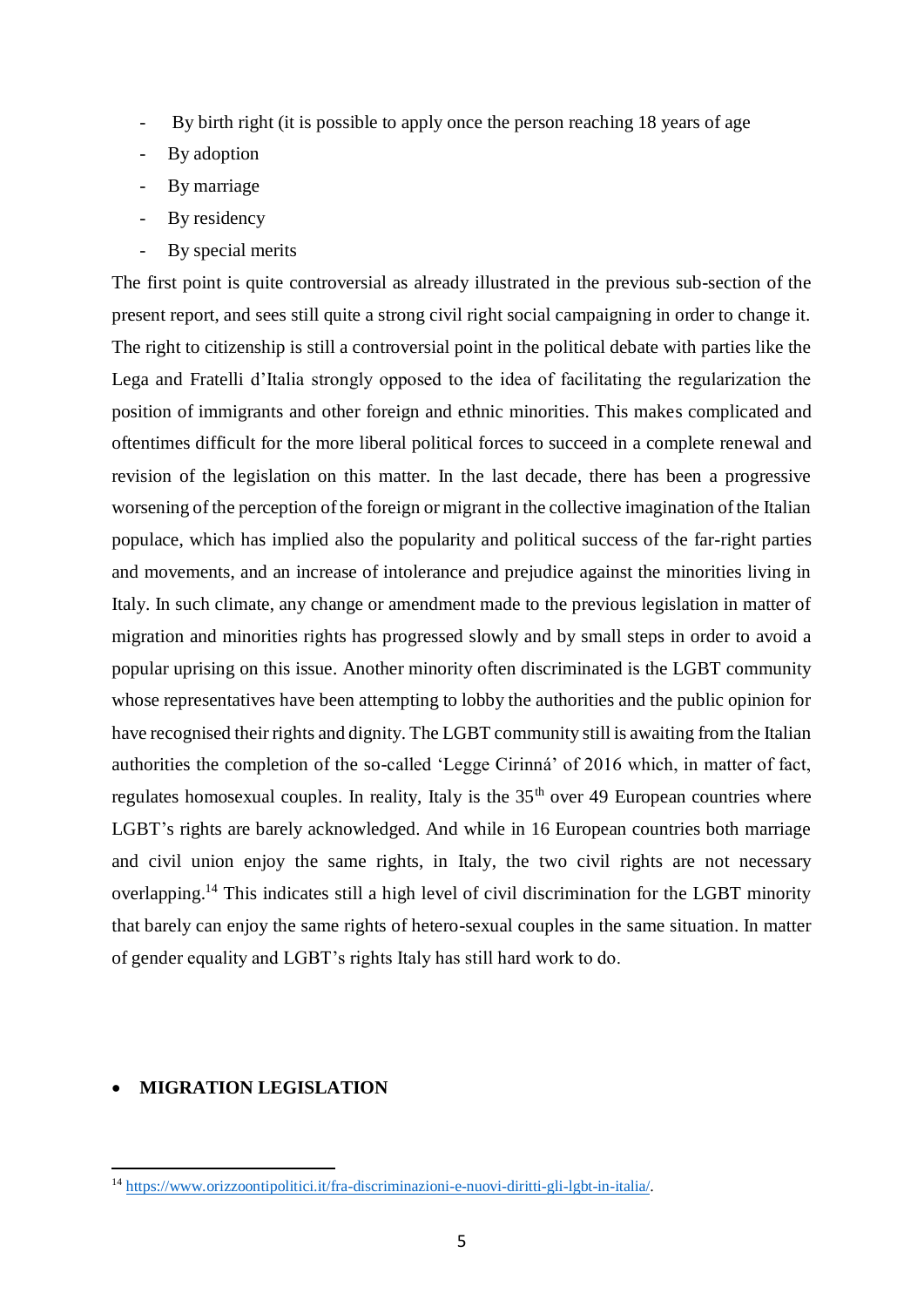- By birth right (it is possible to apply once the person reaching 18 years of age
- By adoption
- By marriage
- By residency
- By special merits

The first point is quite controversial as already illustrated in the previous sub-section of the present report, and sees still quite a strong civil right social campaigning in order to change it. The right to citizenship is still a controversial point in the political debate with parties like the Lega and Fratelli d'Italia strongly opposed to the idea of facilitating the regularization the position of immigrants and other foreign and ethnic minorities. This makes complicated and oftentimes difficult for the more liberal political forces to succeed in a complete renewal and revision of the legislation on this matter. In the last decade, there has been a progressive worsening of the perception of the foreign or migrant in the collective imagination of the Italian populace, which has implied also the popularity and political success of the far-right parties and movements, and an increase of intolerance and prejudice against the minorities living in Italy. In such climate, any change or amendment made to the previous legislation in matter of migration and minorities rights has progressed slowly and by small steps in order to avoid a popular uprising on this issue. Another minority often discriminated is the LGBT community whose representatives have been attempting to lobby the authorities and the public opinion for have recognised their rights and dignity. The LGBT community still is awaiting from the Italian authorities the completion of the so-called 'Legge Cirinná' of 2016 which, in matter of fact, regulates homosexual couples. In reality, Italy is the 35th over 49 European countries where LGBT's rights are barely acknowledged. And while in 16 European countries both marriage and civil union enjoy the same rights, in Italy, the two civil rights are not necessary overlapping.[14] This indicates still a high level of civil discrimination for the LGBT minority that barely can enjoy the same rights of hetero-sexual couples in the same situation. In matter of gender equality and LGBT's rights Italy has still hard work to do.

- **MIGRATION LEGISLATION**

[14] https://www.orizzoontipolitici.it/fra-discriminazioni-e-nuovi-diritti-gli-lgbt-in-italia/.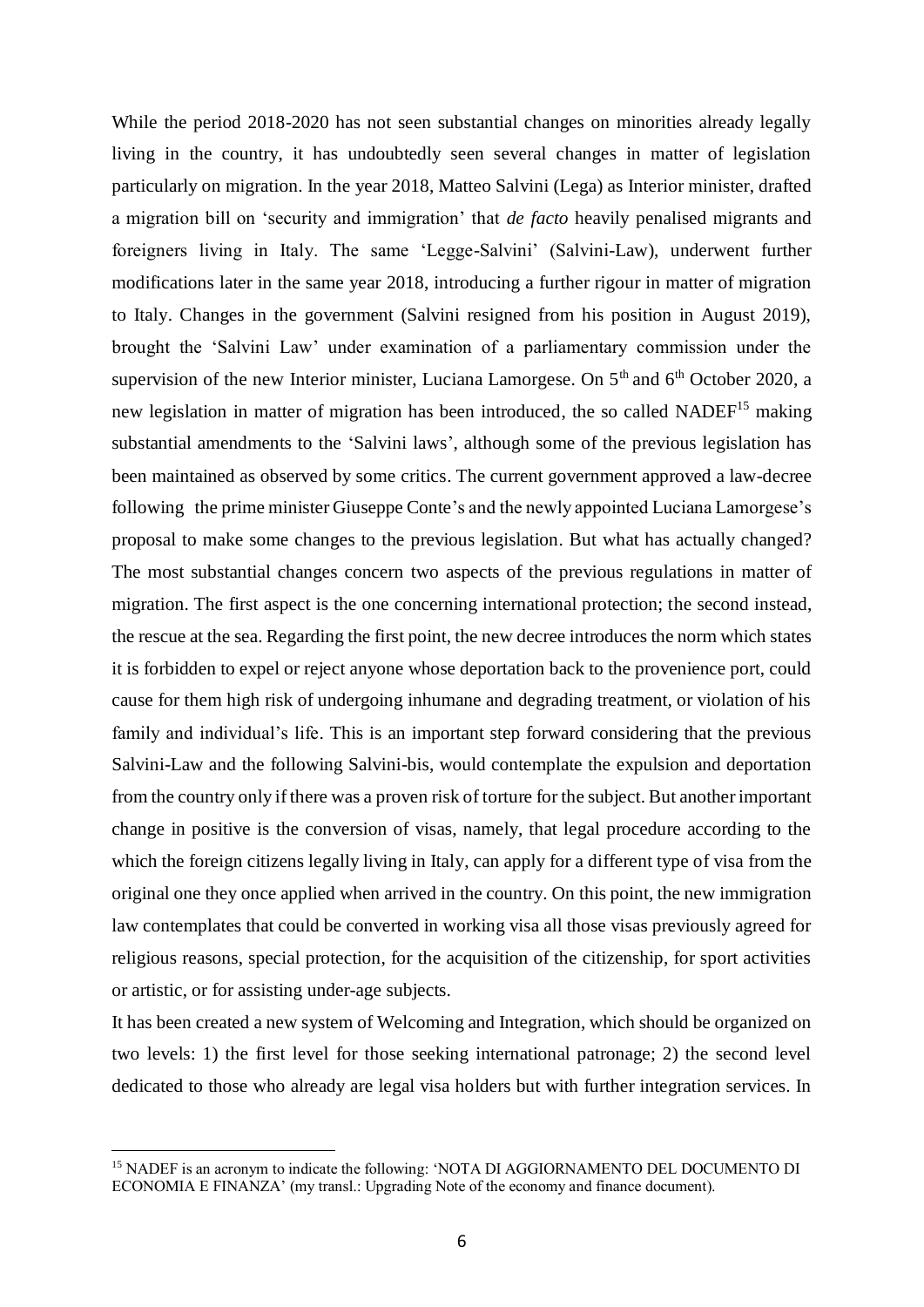While the period 2018-2020 has not seen substantial changes on minorities already legally living in the country, it has undoubtedly seen several changes in matter of legislation particularly on migration. In the year 2018, Matteo Salvini (Lega) as Interior minister, drafted a migration bill on 'security and immigration' that *de facto* heavily penalised migrants and foreigners living in Italy. The same 'Legge-Salvini' (Salvini-Law), underwent further modifications later in the same year 2018, introducing a further rigour in matter of migration to Italy. Changes in the government (Salvini resigned from his position in August 2019), brought the 'Salvini Law' under examination of a parliamentary commission under the supervision of the new Interior minister, Luciana Lamorgese. On 5th and 6th October 2020, a new legislation in matter of migration has been introduced, the so called NADEF[15] making substantial amendments to the 'Salvini laws', although some of the previous legislation has been maintained as observed by some critics. The current government approved a law-decree following the prime minister Giuseppe Conte's and the newly appointed Luciana Lamorgese's proposal to make some changes to the previous legislation. But what has actually changed? The most substantial changes concern two aspects of the previous regulations in matter of migration. The first aspect is the one concerning international protection; the second instead, the rescue at the sea. Regarding the first point, the new decree introduces the norm which states it is forbidden to expel or reject anyone whose deportation back to the provenience port, could cause for them high risk of undergoing inhumane and degrading treatment, or violation of his family and individual's life. This is an important step forward considering that the previous Salvini-Law and the following Salvini-bis, would contemplate the expulsion and deportation from the country only if there was a proven risk of torture for the subject. But another important change in positive is the conversion of visas, namely, that legal procedure according to the which the foreign citizens legally living in Italy, can apply for a different type of visa from the original one they once applied when arrived in the country. On this point, the new immigration law contemplates that could be converted in working visa all those visas previously agreed for religious reasons, special protection, for the acquisition of the citizenship, for sport activities or artistic, or for assisting under-age subjects.

It has been created a new system of Welcoming and Integration, which should be organized on two levels: 1) the first level for those seeking international patronage; 2) the second level dedicated to those who already are legal visa holders but with further integration services. In

[15] NADEF is an acronym to indicate the following: 'NOTA DI AGGIORNAMENTO DEL DOCUMENTO DI ECONOMIA E FINANZA' (my transl.: Upgrading Note of the economy and finance document).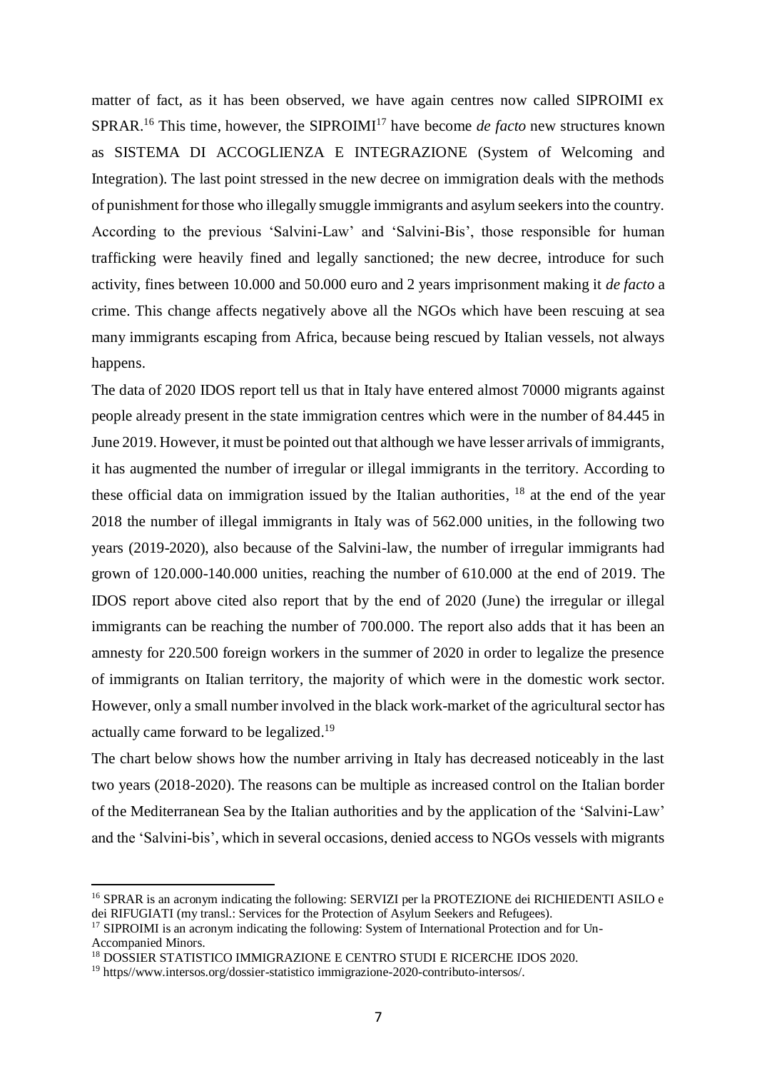matter of fact, as it has been observed, we have again centres now called SIPROIMI ex SPRAR.[16] This time, however, the SIPROIMI[17] have become *de facto* new structures known as SISTEMA DI ACCOGLIENZA E INTEGRAZIONE (System of Welcoming and Integration). The last point stressed in the new decree on immigration deals with the methods of punishment for those who illegally smuggle immigrants and asylum seekers into the country. According to the previous 'Salvini-Law' and 'Salvini-Bis', those responsible for human trafficking were heavily fined and legally sanctioned; the new decree, introduce for such activity, fines between 10.000 and 50.000 euro and 2 years imprisonment making it *de facto* a crime. This change affects negatively above all the NGOs which have been rescuing at sea many immigrants escaping from Africa, because being rescued by Italian vessels, not always happens.

The data of 2020 IDOS report tell us that in Italy have entered almost 70000 migrants against people already present in the state immigration centres which were in the number of 84.445 in June 2019. However, it must be pointed out that although we have lesser arrivals of immigrants, it has augmented the number of irregular or illegal immigrants in the territory. According to these official data on immigration issued by the Italian authorities, [18] at the end of the year 2018 the number of illegal immigrants in Italy was of 562.000 unities, in the following two years (2019-2020), also because of the Salvini-law, the number of irregular immigrants had grown of 120.000-140.000 unities, reaching the number of 610.000 at the end of 2019. The IDOS report above cited also report that by the end of 2020 (June) the irregular or illegal immigrants can be reaching the number of 700.000. The report also adds that it has been an amnesty for 220.500 foreign workers in the summer of 2020 in order to legalize the presence of immigrants on Italian territory, the majority of which were in the domestic work sector. However, only a small number involved in the black work-market of the agricultural sector has actually came forward to be legalized.[19]

The chart below shows how the number arriving in Italy has decreased noticeably in the last two years (2018-2020). The reasons can be multiple as increased control on the Italian border of the Mediterranean Sea by the Italian authorities and by the application of the 'Salvini-Law' and the 'Salvini-bis', which in several occasions, denied access to NGOs vessels with migrants

---

[16] SPRAR is an acronym indicating the following: SERVIZI per la PROTEZIONE dei RICHIEDENTI ASILO e dei RIFUGIATI (my transl.: Services for the Protection of Asylum Seekers and Refugees).

[17] SIPROIMI is an acronym indicating the following: System of International Protection and for Un-Accompanied Minors.

[18] DOSSIER STATISTICO IMMIGRAZIONE E CENTRO STUDI E RICERCHE IDOS 2020.

[19] https//www.intersos.org/dossier-statistico immigrazione-2020-contributo-intersos/.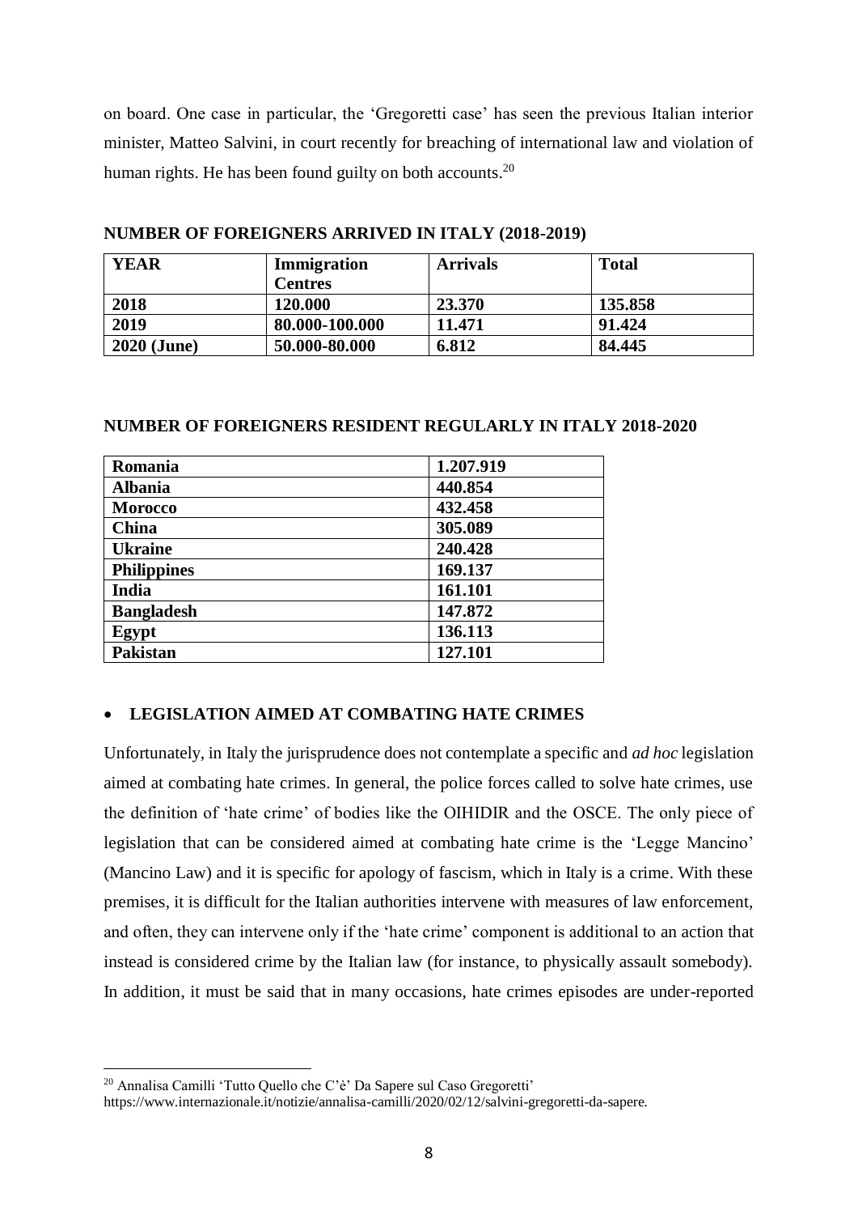on board. One case in particular, the 'Gregoretti case' has seen the previous Italian interior minister, Matteo Salvini, in court recently for breaching of international law and violation of human rights. He has been found guilty on both accounts.[20]

**NUMBER OF FOREIGNERS ARRIVED IN ITALY (2018-2019)**

| YEAR | Immigration Centres | Arrivals | Total |
|---|---|---|---|
| 2018 | 120.000 | 23.370 | 135.858 |
| 2019 | 80.000-100.000 | 11.471 | 91.424 |
| 2020 (June) | 50.000-80.000 | 6.812 | 84.445 |

**NUMBER OF FOREIGNERS RESIDENT REGULARLY IN ITALY 2018-2020**

| | |
|---|---|
| Romania | 1.207.919 |
| Albania | 440.854 |
| Morocco | 432.458 |
| China | 305.089 |
| Ukraine | 240.428 |
| Philippines | 169.137 |
| India | 161.101 |
| Bangladesh | 147.872 |
| Egypt | 136.113 |
| Pakistan | 127.101 |

- **LEGISLATION AIMED AT COMBATING HATE CRIMES**

Unfortunately, in Italy the jurisprudence does not contemplate a specific and *ad hoc* legislation aimed at combating hate crimes. In general, the police forces called to solve hate crimes, use the definition of 'hate crime' of bodies like the OIHIDIR and the OSCE. The only piece of legislation that can be considered aimed at combating hate crime is the 'Legge Mancino' (Mancino Law) and it is specific for apology of fascism, which in Italy is a crime. With these premises, it is difficult for the Italian authorities intervene with measures of law enforcement, and often, they can intervene only if the 'hate crime' component is additional to an action that instead is considered crime by the Italian law (for instance, to physically assault somebody). In addition, it must be said that in many occasions, hate crimes episodes are under-reported

[20] Annalisa Camilli 'Tutto Quello che C'è' Da Sapere sul Caso Gregoretti' https://www.internazionale.it/notizie/annalisa-camilli/2020/02/12/salvini-gregoretti-da-sapere.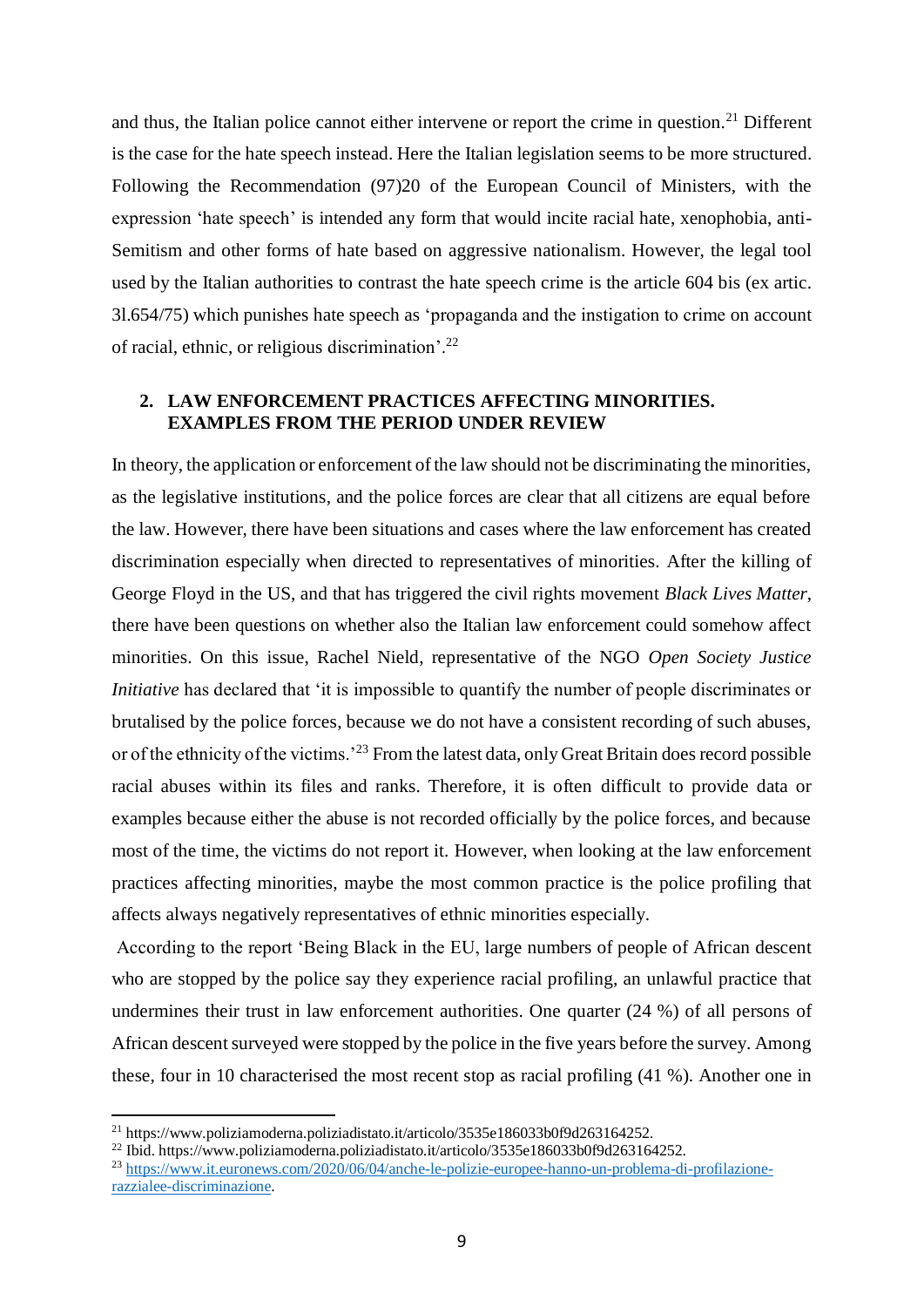and thus, the Italian police cannot either intervene or report the crime in question.[21] Different is the case for the hate speech instead. Here the Italian legislation seems to be more structured. Following the Recommendation (97)20 of the European Council of Ministers, with the expression 'hate speech' is intended any form that would incite racial hate, xenophobia, anti-Semitism and other forms of hate based on aggressive nationalism. However, the legal tool used by the Italian authorities to contrast the hate speech crime is the article 604 bis (ex artic. 3l.654/75) which punishes hate speech as 'propaganda and the instigation to crime on account of racial, ethnic, or religious discrimination'.[22]

## 2. LAW ENFORCEMENT PRACTICES AFFECTING MINORITIES. EXAMPLES FROM THE PERIOD UNDER REVIEW

In theory, the application or enforcement of the law should not be discriminating the minorities, as the legislative institutions, and the police forces are clear that all citizens are equal before the law. However, there have been situations and cases where the law enforcement has created discrimination especially when directed to representatives of minorities. After the killing of George Floyd in the US, and that has triggered the civil rights movement *Black Lives Matter*, there have been questions on whether also the Italian law enforcement could somehow affect minorities. On this issue, Rachel Nield, representative of the NGO *Open Society Justice Initiative* has declared that 'it is impossible to quantify the number of people discriminates or brutalised by the police forces, because we do not have a consistent recording of such abuses, or of the ethnicity of the victims.'[23] From the latest data, only Great Britain does record possible racial abuses within its files and ranks. Therefore, it is often difficult to provide data or examples because either the abuse is not recorded officially by the police forces, and because most of the time, the victims do not report it. However, when looking at the law enforcement practices affecting minorities, maybe the most common practice is the police profiling that affects always negatively representatives of ethnic minorities especially.

According to the report 'Being Black in the EU, large numbers of people of African descent who are stopped by the police say they experience racial profiling, an unlawful practice that undermines their trust in law enforcement authorities. One quarter (24 %) of all persons of African descent surveyed were stopped by the police in the five years before the survey. Among these, four in 10 characterised the most recent stop as racial profiling (41 %). Another one in

---

[21] https://www.poliziamoderna.poliziadistato.it/articolo/3535e186033b0f9d263164252.

[22] Ibid. https://www.poliziamoderna.poliziadistato.it/articolo/3535e186033b0f9d263164252.

[23] https://www.it.euronews.com/2020/06/04/anche-le-polizie-europee-hanno-un-problema-di-profilazione-razzialee-discriminazione.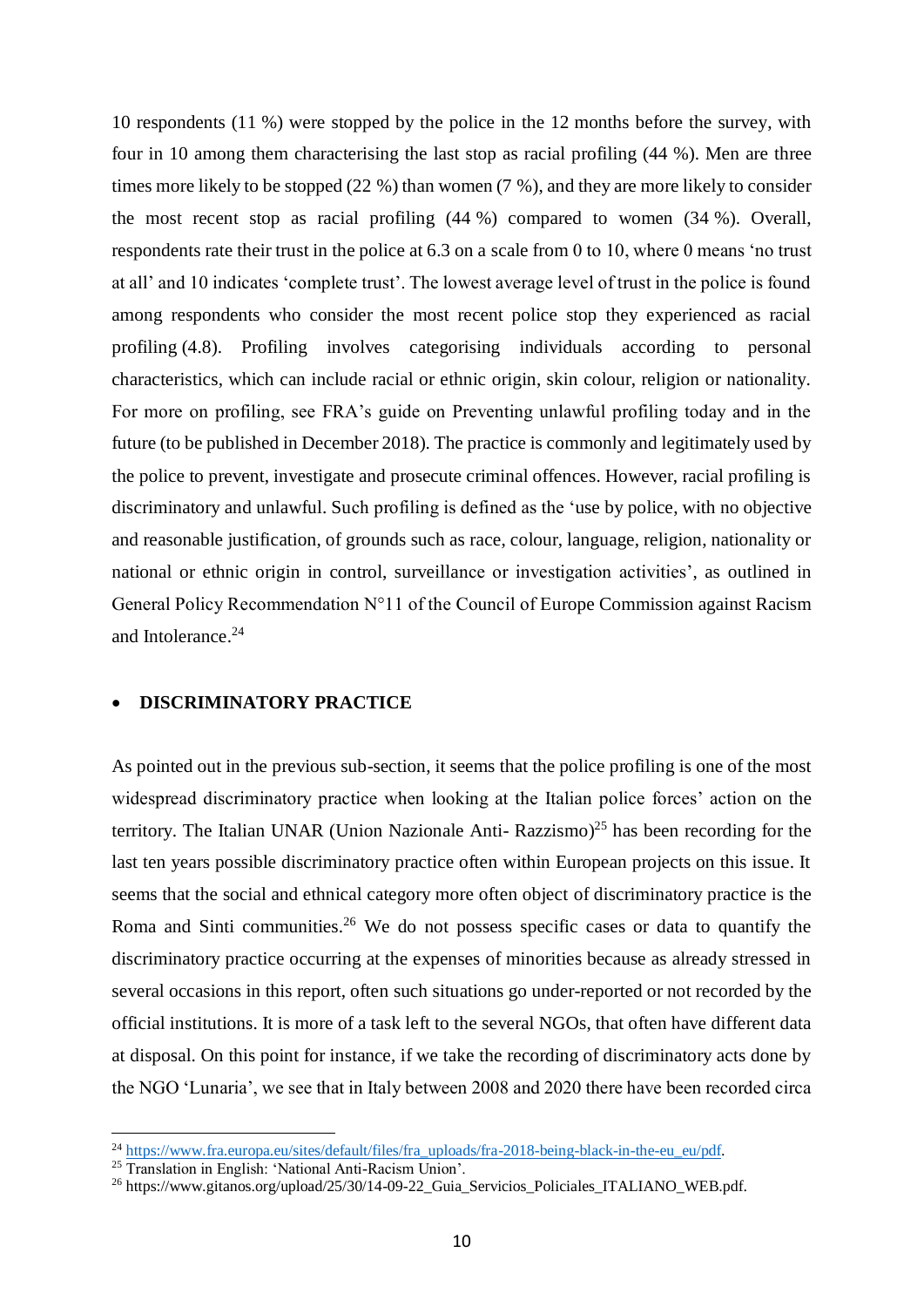10 respondents (11 %) were stopped by the police in the 12 months before the survey, with four in 10 among them characterising the last stop as racial profiling (44 %). Men are three times more likely to be stopped (22 %) than women (7 %), and they are more likely to consider the most recent stop as racial profiling (44 %) compared to women (34 %). Overall, respondents rate their trust in the police at 6.3 on a scale from 0 to 10, where 0 means 'no trust at all' and 10 indicates 'complete trust'. The lowest average level of trust in the police is found among respondents who consider the most recent police stop they experienced as racial profiling (4.8). Profiling involves categorising individuals according to personal characteristics, which can include racial or ethnic origin, skin colour, religion or nationality. For more on profiling, see FRA's guide on Preventing unlawful profiling today and in the future (to be published in December 2018). The practice is commonly and legitimately used by the police to prevent, investigate and prosecute criminal offences. However, racial profiling is discriminatory and unlawful. Such profiling is defined as the 'use by police, with no objective and reasonable justification, of grounds such as race, colour, language, religion, nationality or national or ethnic origin in control, surveillance or investigation activities', as outlined in General Policy Recommendation N°11 of the Council of Europe Commission against Racism and Intolerance.[24]

- **DISCRIMINATORY PRACTICE**

As pointed out in the previous sub-section, it seems that the police profiling is one of the most widespread discriminatory practice when looking at the Italian police forces' action on the territory. The Italian UNAR (Union Nazionale Anti- Razzismo)[25] has been recording for the last ten years possible discriminatory practice often within European projects on this issue. It seems that the social and ethnical category more often object of discriminatory practice is the Roma and Sinti communities.[26] We do not possess specific cases or data to quantify the discriminatory practice occurring at the expenses of minorities because as already stressed in several occasions in this report, often such situations go under-reported or not recorded by the official institutions. It is more of a task left to the several NGOs, that often have different data at disposal. On this point for instance, if we take the recording of discriminatory acts done by the NGO 'Lunaria', we see that in Italy between 2008 and 2020 there have been recorded circa

[24] https://www.fra.europa.eu/sites/default/files/fra_uploads/fra-2018-being-black-in-the-eu_eu/pdf.

[25] Translation in English: 'National Anti-Racism Union'.

[26] https://www.gitanos.org/upload/25/30/14-09-22_Guia_Servicios_Policiales_ITALIANO_WEB.pdf.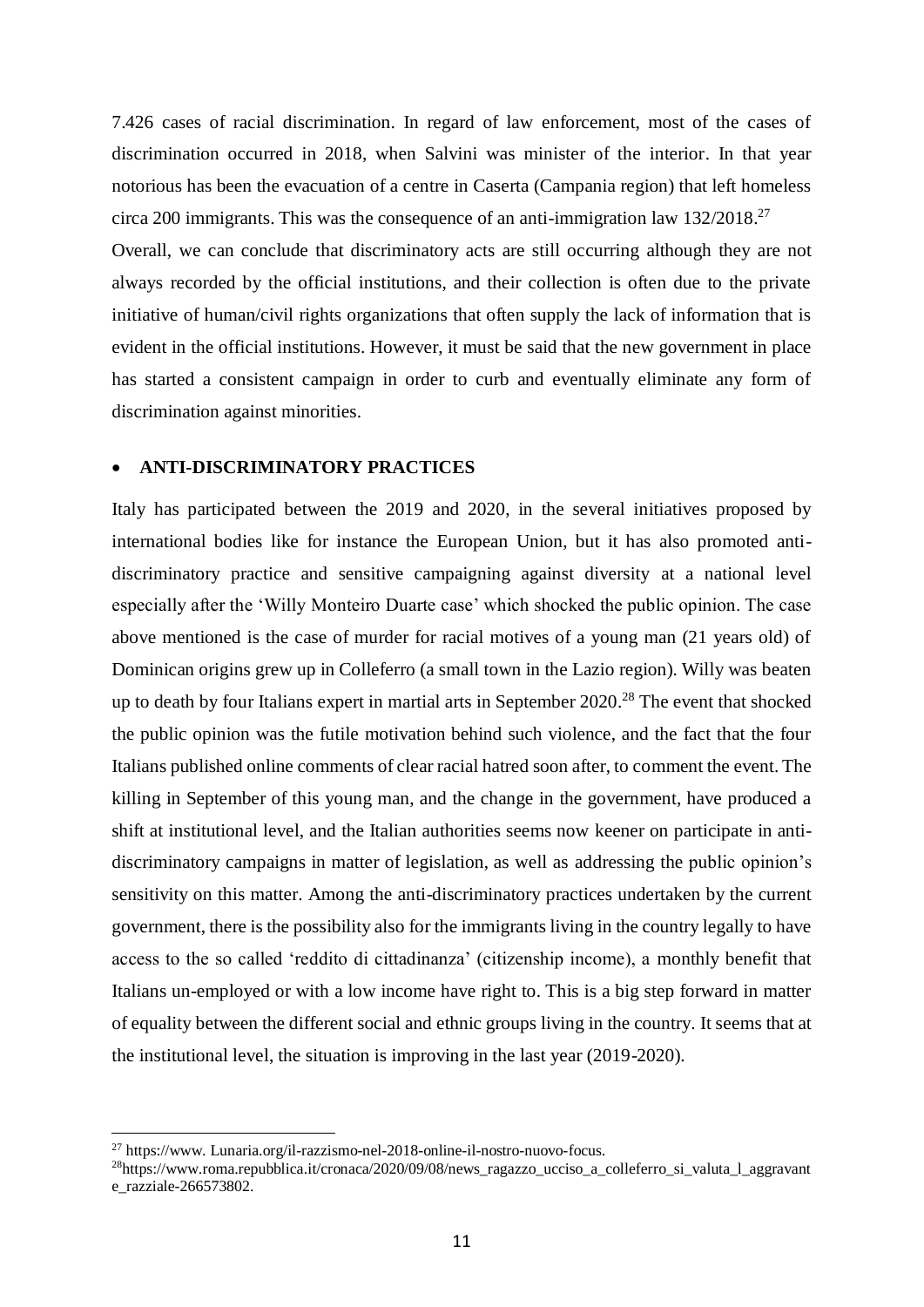7.426 cases of racial discrimination. In regard of law enforcement, most of the cases of discrimination occurred in 2018, when Salvini was minister of the interior. In that year notorious has been the evacuation of a centre in Caserta (Campania region) that left homeless circa 200 immigrants. This was the consequence of an anti-immigration law 132/2018.[27]

Overall, we can conclude that discriminatory acts are still occurring although they are not always recorded by the official institutions, and their collection is often due to the private initiative of human/civil rights organizations that often supply the lack of information that is evident in the official institutions. However, it must be said that the new government in place has started a consistent campaign in order to curb and eventually eliminate any form of discrimination against minorities.

- **ANTI-DISCRIMINATORY PRACTICES**

Italy has participated between the 2019 and 2020, in the several initiatives proposed by international bodies like for instance the European Union, but it has also promoted anti-discriminatory practice and sensitive campaigning against diversity at a national level especially after the 'Willy Monteiro Duarte case' which shocked the public opinion. The case above mentioned is the case of murder for racial motives of a young man (21 years old) of Dominican origins grew up in Colleferro (a small town in the Lazio region). Willy was beaten up to death by four Italians expert in martial arts in September 2020.[28] The event that shocked the public opinion was the futile motivation behind such violence, and the fact that the four Italians published online comments of clear racial hatred soon after, to comment the event. The killing in September of this young man, and the change in the government, have produced a shift at institutional level, and the Italian authorities seems now keener on participate in anti-discriminatory campaigns in matter of legislation, as well as addressing the public opinion's sensitivity on this matter. Among the anti-discriminatory practices undertaken by the current government, there is the possibility also for the immigrants living in the country legally to have access to the so called 'reddito di cittadinanza' (citizenship income), a monthly benefit that Italians un-employed or with a low income have right to. This is a big step forward in matter of equality between the different social and ethnic groups living in the country. It seems that at the institutional level, the situation is improving in the last year (2019-2020).

---

[27] https://www. Lunaria.org/il-razzismo-nel-2018-online-il-nostro-nuovo-focus.

[28] https://www.roma.repubblica.it/cronaca/2020/09/08/news_ragazzo_ucciso_a_colleferro_si_valuta_l_aggravante_razziale-266573802.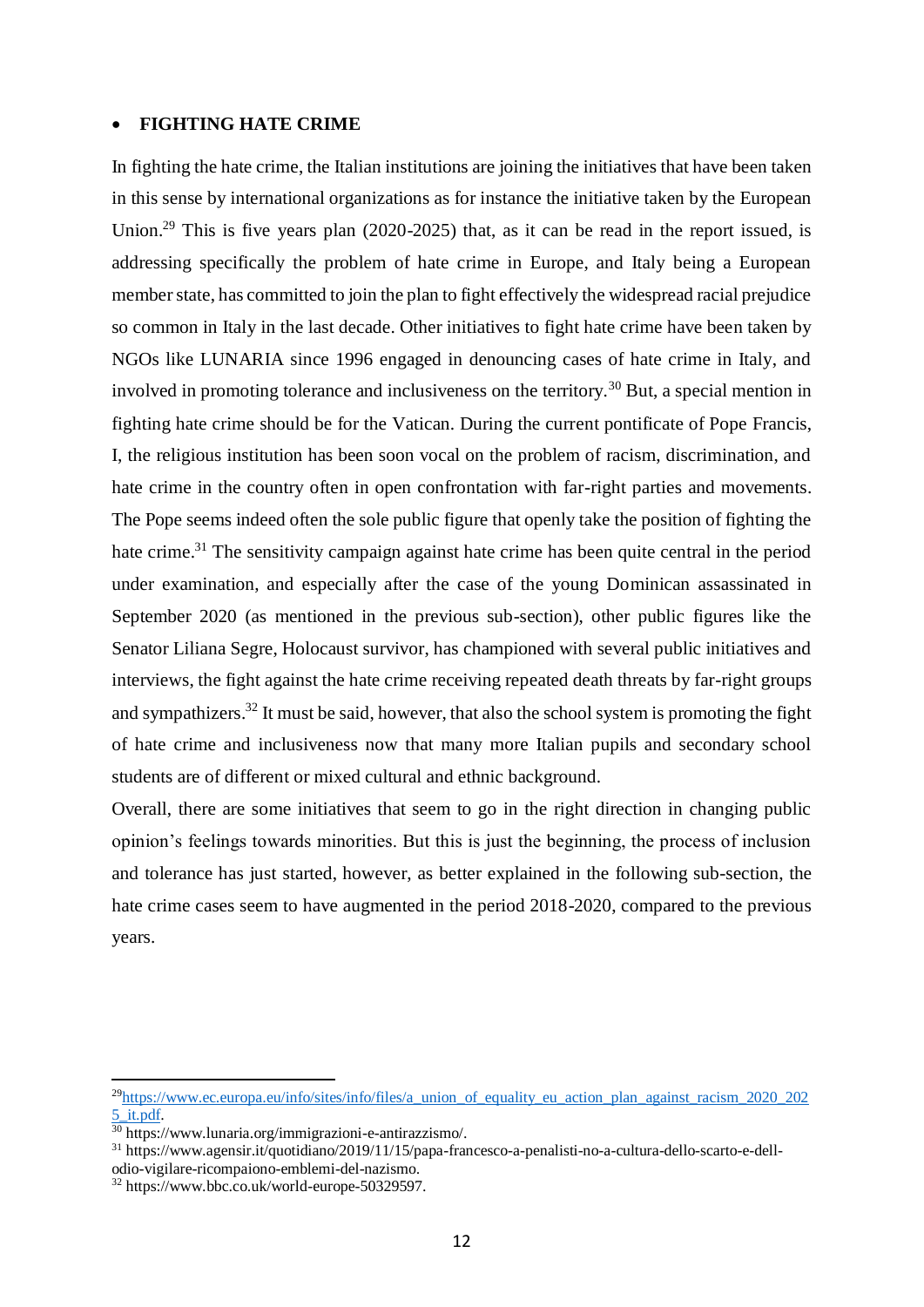- **FIGHTING HATE CRIME**

In fighting the hate crime, the Italian institutions are joining the initiatives that have been taken in this sense by international organizations as for instance the initiative taken by the European Union.[29] This is five years plan (2020-2025) that, as it can be read in the report issued, is addressing specifically the problem of hate crime in Europe, and Italy being a European member state, has committed to join the plan to fight effectively the widespread racial prejudice so common in Italy in the last decade. Other initiatives to fight hate crime have been taken by NGOs like LUNARIA since 1996 engaged in denouncing cases of hate crime in Italy, and involved in promoting tolerance and inclusiveness on the territory.[30] But, a special mention in fighting hate crime should be for the Vatican. During the current pontificate of Pope Francis, I, the religious institution has been soon vocal on the problem of racism, discrimination, and hate crime in the country often in open confrontation with far-right parties and movements. The Pope seems indeed often the sole public figure that openly take the position of fighting the hate crime.[31] The sensitivity campaign against hate crime has been quite central in the period under examination, and especially after the case of the young Dominican assassinated in September 2020 (as mentioned in the previous sub-section), other public figures like the Senator Liliana Segre, Holocaust survivor, has championed with several public initiatives and interviews, the fight against the hate crime receiving repeated death threats by far-right groups and sympathizers.[32] It must be said, however, that also the school system is promoting the fight of hate crime and inclusiveness now that many more Italian pupils and secondary school students are of different or mixed cultural and ethnic background.

Overall, there are some initiatives that seem to go in the right direction in changing public opinion's feelings towards minorities. But this is just the beginning, the process of inclusion and tolerance has just started, however, as better explained in the following sub-section, the hate crime cases seem to have augmented in the period 2018-2020, compared to the previous years.

---

[29] https://www.ec.europa.eu/info/sites/info/files/a_union_of_equality_eu_action_plan_against_racism_2020_2025_it.pdf.

[30] https://www.lunaria.org/immigrazioni-e-antirazzismo/.

[31] https://www.agensir.it/quotidiano/2019/11/15/papa-francesco-a-penalisti-no-a-cultura-dello-scarto-e-dell-odio-vigilare-ricompaiono-emblemi-del-nazismo.

[32] https://www.bbc.co.uk/world-europe-50329597.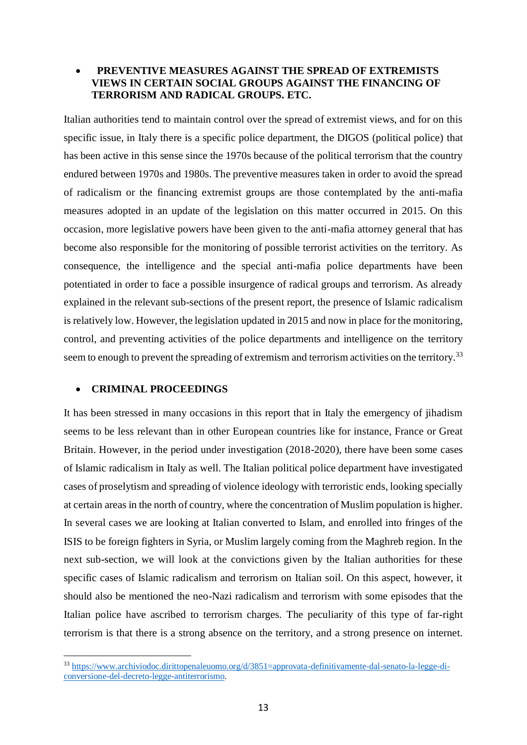- **PREVENTIVE MEASURES AGAINST THE SPREAD OF EXTREMISTS VIEWS IN CERTAIN SOCIAL GROUPS AGAINST THE FINANCING OF TERRORISM AND RADICAL GROUPS. ETC.**

Italian authorities tend to maintain control over the spread of extremist views, and for on this specific issue, in Italy there is a specific police department, the DIGOS (political police) that has been active in this sense since the 1970s because of the political terrorism that the country endured between 1970s and 1980s. The preventive measures taken in order to avoid the spread of radicalism or the financing extremist groups are those contemplated by the anti-mafia measures adopted in an update of the legislation on this matter occurred in 2015. On this occasion, more legislative powers have been given to the anti-mafia attorney general that has become also responsible for the monitoring of possible terrorist activities on the territory. As consequence, the intelligence and the special anti-mafia police departments have been potentiated in order to face a possible insurgence of radical groups and terrorism. As already explained in the relevant sub-sections of the present report, the presence of Islamic radicalism is relatively low. However, the legislation updated in 2015 and now in place for the monitoring, control, and preventing activities of the police departments and intelligence on the territory seem to enough to prevent the spreading of extremism and terrorism activities on the territory.[33]

- **CRIMINAL PROCEEDINGS**

It has been stressed in many occasions in this report that in Italy the emergency of jihadism seems to be less relevant than in other European countries like for instance, France or Great Britain. However, in the period under investigation (2018-2020), there have been some cases of Islamic radicalism in Italy as well. The Italian political police department have investigated cases of proselytism and spreading of violence ideology with terroristic ends, looking specially at certain areas in the north of country, where the concentration of Muslim population is higher. In several cases we are looking at Italian converted to Islam, and enrolled into fringes of the ISIS to be foreign fighters in Syria, or Muslim largely coming from the Maghreb region. In the next sub-section, we will look at the convictions given by the Italian authorities for these specific cases of Islamic radicalism and terrorism on Italian soil. On this aspect, however, it should also be mentioned the neo-Nazi radicalism and terrorism with some episodes that the Italian police have ascribed to terrorism charges. The peculiarity of this type of far-right terrorism is that there is a strong absence on the territory, and a strong presence on internet.

---

[33] https://www.archiviodoc.dirittopenaleuomo.org/d/3851=approvata-definitivamente-dal-senato-la-legge-di-conversione-del-decreto-legge-antiterrorismo.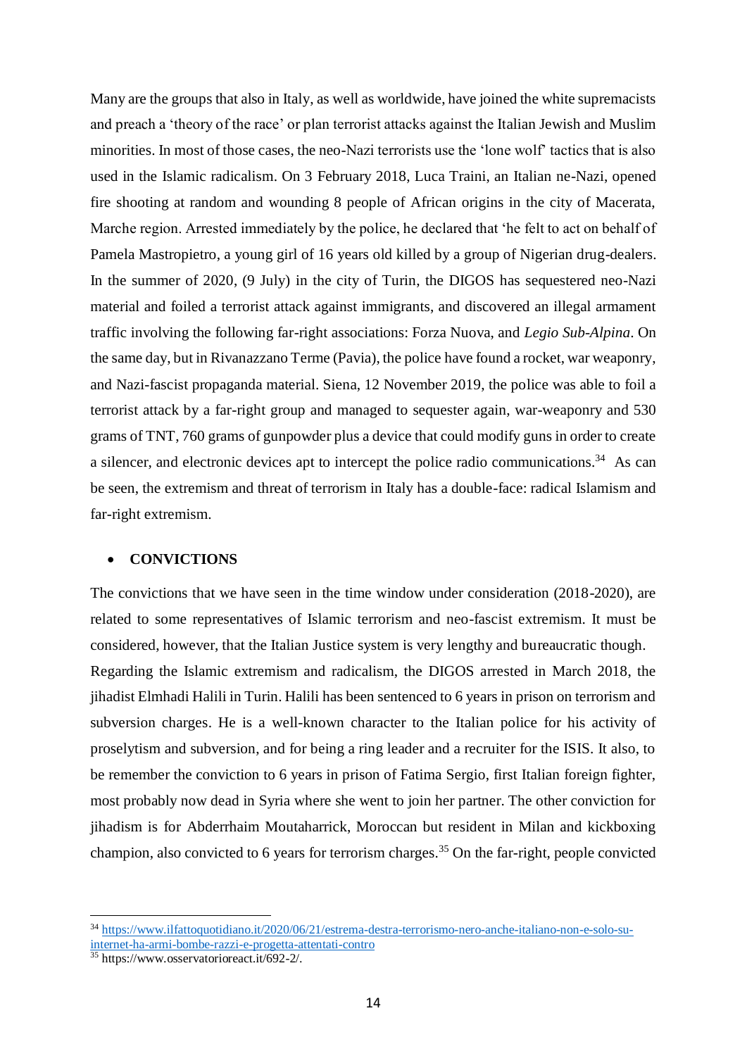Many are the groups that also in Italy, as well as worldwide, have joined the white supremacists and preach a 'theory of the race' or plan terrorist attacks against the Italian Jewish and Muslim minorities. In most of those cases, the neo-Nazi terrorists use the 'lone wolf' tactics that is also used in the Islamic radicalism. On 3 February 2018, Luca Traini, an Italian ne-Nazi, opened fire shooting at random and wounding 8 people of African origins in the city of Macerata, Marche region. Arrested immediately by the police, he declared that 'he felt to act on behalf of Pamela Mastropietro, a young girl of 16 years old killed by a group of Nigerian drug-dealers. In the summer of 2020, (9 July) in the city of Turin, the DIGOS has sequestered neo-Nazi material and foiled a terrorist attack against immigrants, and discovered an illegal armament traffic involving the following far-right associations: Forza Nuova, and *Legio Sub-Alpina*. On the same day, but in Rivanazzano Terme (Pavia), the police have found a rocket, war weaponry, and Nazi-fascist propaganda material. Siena, 12 November 2019, the police was able to foil a terrorist attack by a far-right group and managed to sequester again, war-weaponry and 530 grams of TNT, 760 grams of gunpowder plus a device that could modify guns in order to create a silencer, and electronic devices apt to intercept the police radio communications.[34] As can be seen, the extremism and threat of terrorism in Italy has a double-face: radical Islamism and far-right extremism.

- **CONVICTIONS**

The convictions that we have seen in the time window under consideration (2018-2020), are related to some representatives of Islamic terrorism and neo-fascist extremism. It must be considered, however, that the Italian Justice system is very lengthy and bureaucratic though. Regarding the Islamic extremism and radicalism, the DIGOS arrested in March 2018, the jihadist Elmhadi Halili in Turin. Halili has been sentenced to 6 years in prison on terrorism and subversion charges. He is a well-known character to the Italian police for his activity of proselytism and subversion, and for being a ring leader and a recruiter for the ISIS. It also, to be remember the conviction to 6 years in prison of Fatima Sergio, first Italian foreign fighter, most probably now dead in Syria where she went to join her partner. The other conviction for jihadism is for Abderrhaim Moutaharrick, Moroccan but resident in Milan and kickboxing champion, also convicted to 6 years for terrorism charges.[35] On the far-right, people convicted

---

[34] https://www.ilfattoquotidiano.it/2020/06/21/estrema-destra-terrorismo-nero-anche-italiano-non-e-solo-su-internet-ha-armi-bombe-razzi-e-progetta-attentati-contro

[35] https://www.osservatorioreact.it/692-2/.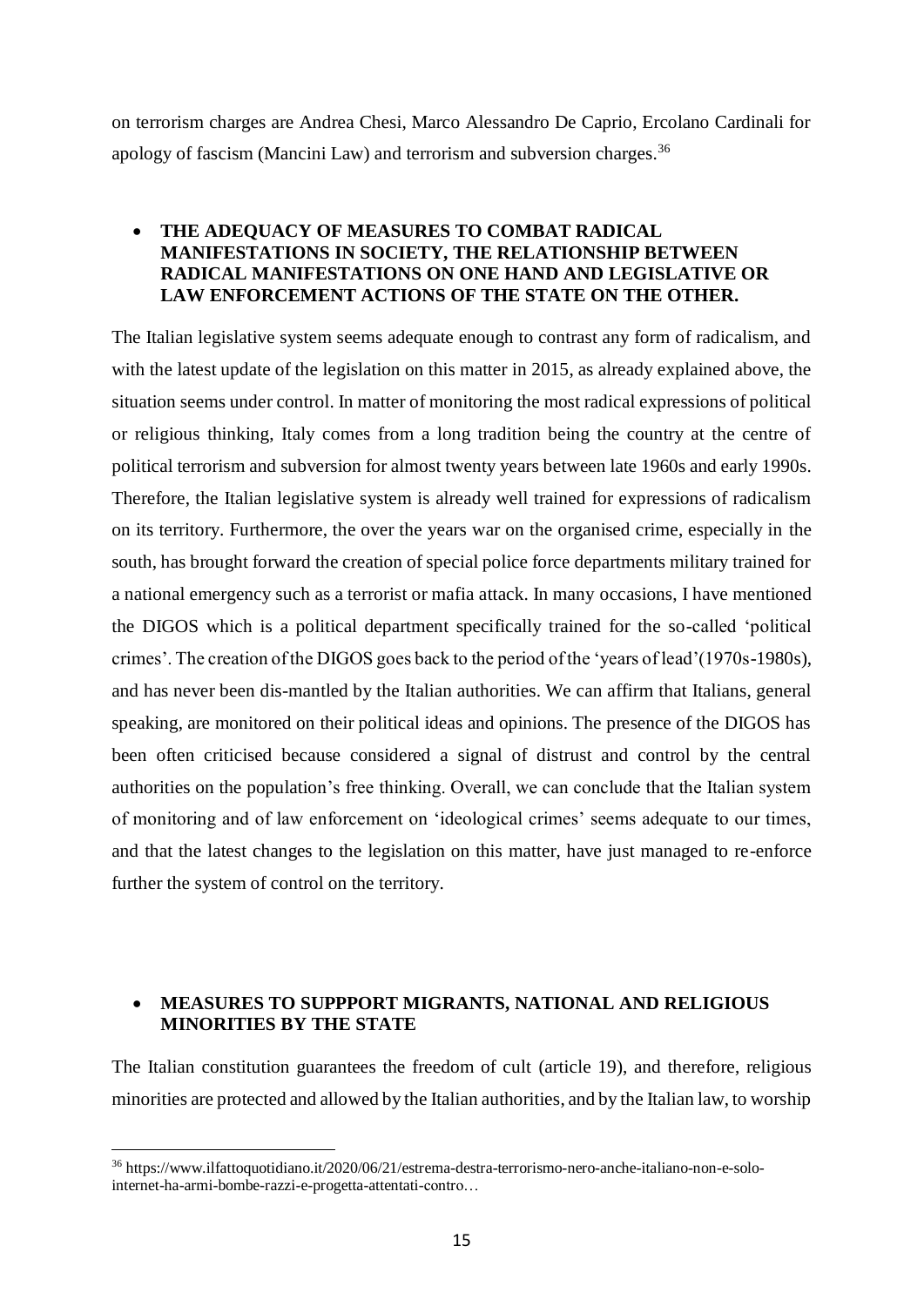on terrorism charges are Andrea Chesi, Marco Alessandro De Caprio, Ercolano Cardinali for apology of fascism (Mancini Law) and terrorism and subversion charges.[36]

- **THE ADEQUACY OF MEASURES TO COMBAT RADICAL MANIFESTATIONS IN SOCIETY, THE RELATIONSHIP BETWEEN RADICAL MANIFESTATIONS ON ONE HAND AND LEGISLATIVE OR LAW ENFORCEMENT ACTIONS OF THE STATE ON THE OTHER.**

The Italian legislative system seems adequate enough to contrast any form of radicalism, and with the latest update of the legislation on this matter in 2015, as already explained above, the situation seems under control. In matter of monitoring the most radical expressions of political or religious thinking, Italy comes from a long tradition being the country at the centre of political terrorism and subversion for almost twenty years between late 1960s and early 1990s. Therefore, the Italian legislative system is already well trained for expressions of radicalism on its territory. Furthermore, the over the years war on the organised crime, especially in the south, has brought forward the creation of special police force departments military trained for a national emergency such as a terrorist or mafia attack. In many occasions, I have mentioned the DIGOS which is a political department specifically trained for the so-called 'political crimes'. The creation of the DIGOS goes back to the period of the 'years of lead'(1970s-1980s), and has never been dis-mantled by the Italian authorities. We can affirm that Italians, general speaking, are monitored on their political ideas and opinions. The presence of the DIGOS has been often criticised because considered a signal of distrust and control by the central authorities on the population's free thinking. Overall, we can conclude that the Italian system of monitoring and of law enforcement on 'ideological crimes' seems adequate to our times, and that the latest changes to the legislation on this matter, have just managed to re-enforce further the system of control on the territory.

- **MEASURES TO SUPPPORT MIGRANTS, NATIONAL AND RELIGIOUS MINORITIES BY THE STATE**

The Italian constitution guarantees the freedom of cult (article 19), and therefore, religious minorities are protected and allowed by the Italian authorities, and by the Italian law, to worship

---

[36] https://www.ilfattoquotidiano.it/2020/06/21/estrema-destra-terrorismo-nero-anche-italiano-non-e-solo-internet-ha-armi-bombe-razzi-e-progetta-attentati-contro…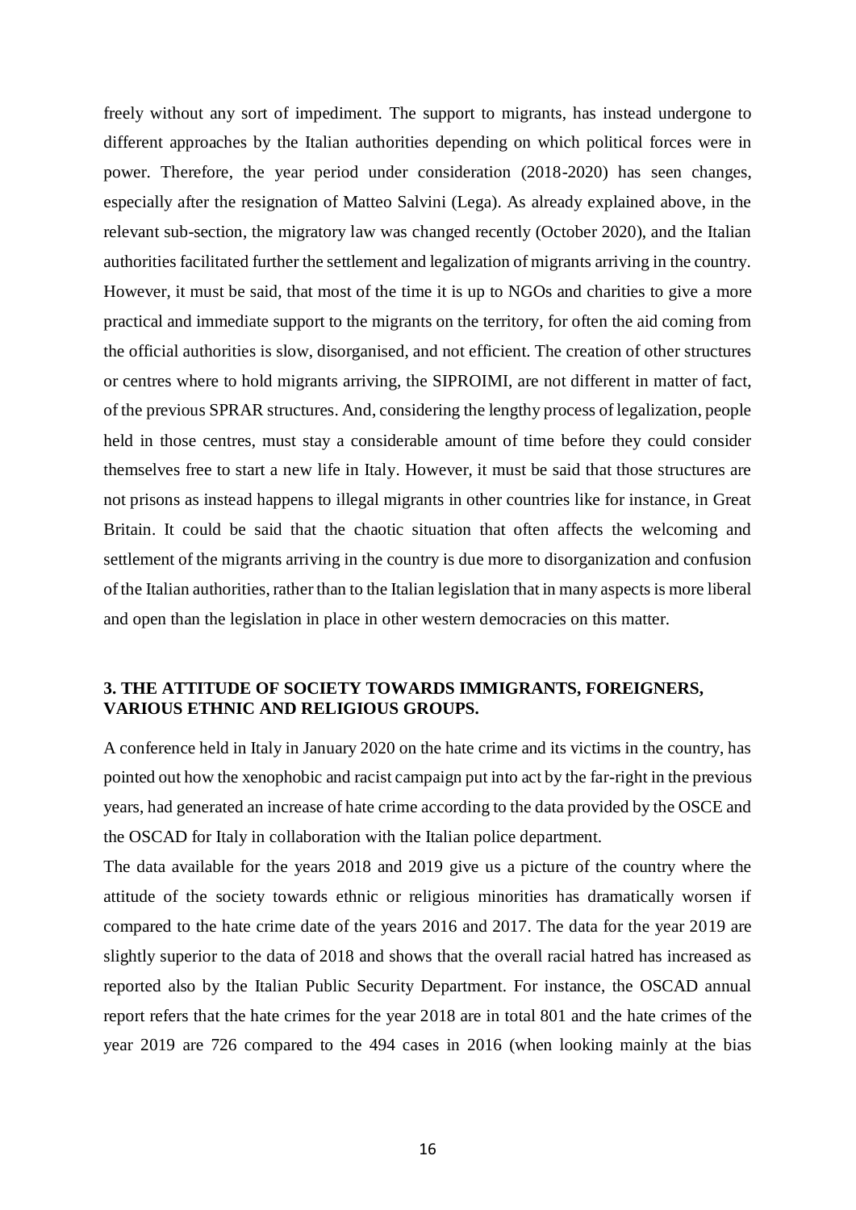freely without any sort of impediment. The support to migrants, has instead undergone to different approaches by the Italian authorities depending on which political forces were in power. Therefore, the year period under consideration (2018-2020) has seen changes, especially after the resignation of Matteo Salvini (Lega). As already explained above, in the relevant sub-section, the migratory law was changed recently (October 2020), and the Italian authorities facilitated further the settlement and legalization of migrants arriving in the country. However, it must be said, that most of the time it is up to NGOs and charities to give a more practical and immediate support to the migrants on the territory, for often the aid coming from the official authorities is slow, disorganised, and not efficient. The creation of other structures or centres where to hold migrants arriving, the SIPROIMI, are not different in matter of fact, of the previous SPRAR structures. And, considering the lengthy process of legalization, people held in those centres, must stay a considerable amount of time before they could consider themselves free to start a new life in Italy. However, it must be said that those structures are not prisons as instead happens to illegal migrants in other countries like for instance, in Great Britain. It could be said that the chaotic situation that often affects the welcoming and settlement of the migrants arriving in the country is due more to disorganization and confusion of the Italian authorities, rather than to the Italian legislation that in many aspects is more liberal and open than the legislation in place in other western democracies on this matter.

## 3. THE ATTITUDE OF SOCIETY TOWARDS IMMIGRANTS, FOREIGNERS, VARIOUS ETHNIC AND RELIGIOUS GROUPS.

A conference held in Italy in January 2020 on the hate crime and its victims in the country, has pointed out how the xenophobic and racist campaign put into act by the far-right in the previous years, had generated an increase of hate crime according to the data provided by the OSCE and the OSCAD for Italy in collaboration with the Italian police department.

The data available for the years 2018 and 2019 give us a picture of the country where the attitude of the society towards ethnic or religious minorities has dramatically worsen if compared to the hate crime date of the years 2016 and 2017. The data for the year 2019 are slightly superior to the data of 2018 and shows that the overall racial hatred has increased as reported also by the Italian Public Security Department. For instance, the OSCAD annual report refers that the hate crimes for the year 2018 are in total 801 and the hate crimes of the year 2019 are 726 compared to the 494 cases in 2016 (when looking mainly at the bias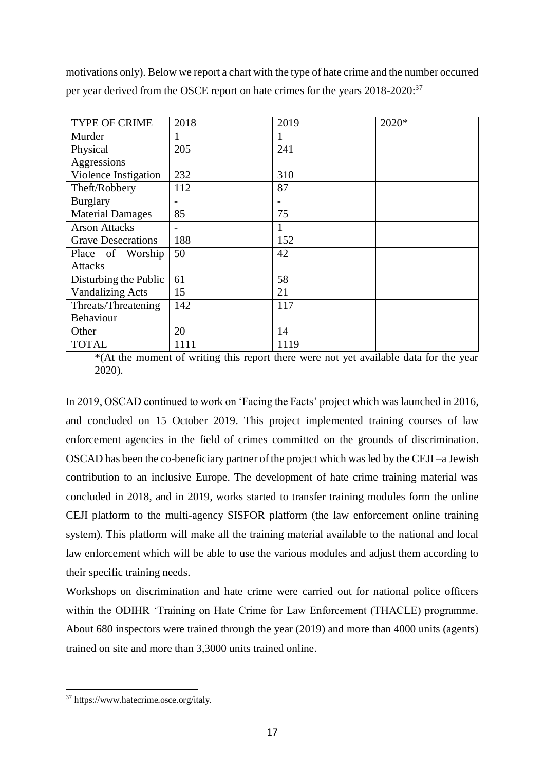motivations only). Below we report a chart with the type of hate crime and the number occurred per year derived from the OSCE report on hate crimes for the years 2018-2020:[37]

| TYPE OF CRIME | 2018 | 2019 | 2020* |
|---|---|---|---|
| Murder | 1 | 1 | |
| Physical Aggressions | 205 | 241 | |
| Violence Instigation | 232 | 310 | |
| Theft/Robbery | 112 | 87 | |
| Burglary | - | - | |
| Material Damages | 85 | 75 | |
| Arson Attacks | - | 1 | |
| Grave Desecrations | 188 | 152 | |
| Place of Worship Attacks | 50 | 42 | |
| Disturbing the Public | 61 | 58 | |
| Vandalizing Acts | 15 | 21 | |
| Threats/Threatening Behaviour | 142 | 117 | |
| Other | 20 | 14 | |
| TOTAL | 1111 | 1119 | |

*(At the moment of writing this report there were not yet available data for the year 2020).

In 2019, OSCAD continued to work on 'Facing the Facts' project which was launched in 2016, and concluded on 15 October 2019. This project implemented training courses of law enforcement agencies in the field of crimes committed on the grounds of discrimination. OSCAD has been the co-beneficiary partner of the project which was led by the CEJI –a Jewish contribution to an inclusive Europe. The development of hate crime training material was concluded in 2018, and in 2019, works started to transfer training modules form the online CEJI platform to the multi-agency SISFOR platform (the law enforcement online training system). This platform will make all the training material available to the national and local law enforcement which will be able to use the various modules and adjust them according to their specific training needs.

Workshops on discrimination and hate crime were carried out for national police officers within the ODIHR 'Training on Hate Crime for Law Enforcement (THACLE) programme. About 680 inspectors were trained through the year (2019) and more than 4000 units (agents) trained on site and more than 3,3000 units trained online.

[37] https://www.hatecrime.osce.org/italy.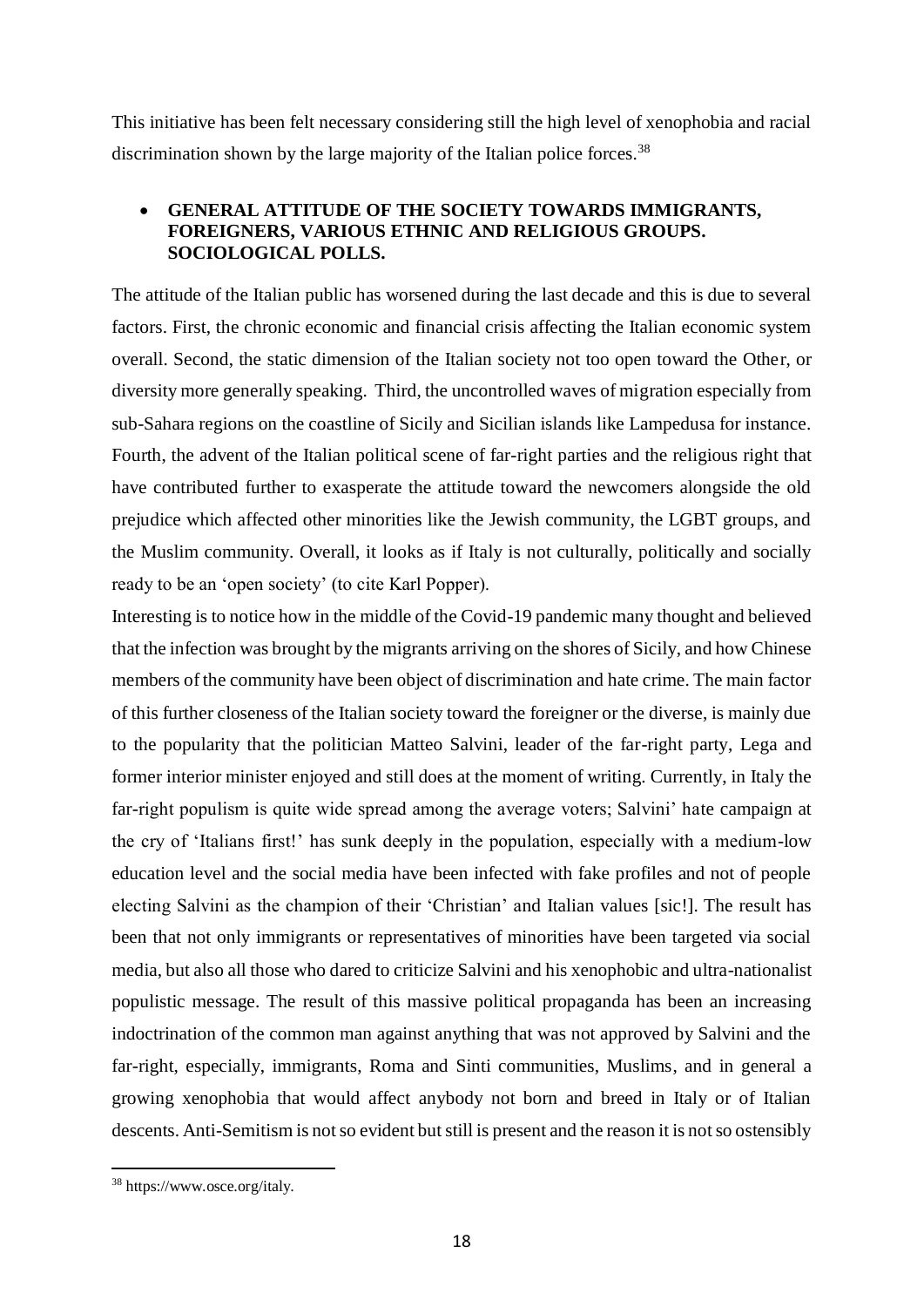This initiative has been felt necessary considering still the high level of xenophobia and racial discrimination shown by the large majority of the Italian police forces.[38]

- **GENERAL ATTITUDE OF THE SOCIETY TOWARDS IMMIGRANTS, FOREIGNERS, VARIOUS ETHNIC AND RELIGIOUS GROUPS. SOCIOLOGICAL POLLS.**

The attitude of the Italian public has worsened during the last decade and this is due to several factors. First, the chronic economic and financial crisis affecting the Italian economic system overall. Second, the static dimension of the Italian society not too open toward the Other, or diversity more generally speaking. Third, the uncontrolled waves of migration especially from sub-Sahara regions on the coastline of Sicily and Sicilian islands like Lampedusa for instance. Fourth, the advent of the Italian political scene of far-right parties and the religious right that have contributed further to exasperate the attitude toward the newcomers alongside the old prejudice which affected other minorities like the Jewish community, the LGBT groups, and the Muslim community. Overall, it looks as if Italy is not culturally, politically and socially ready to be an 'open society' (to cite Karl Popper).

Interesting is to notice how in the middle of the Covid-19 pandemic many thought and believed that the infection was brought by the migrants arriving on the shores of Sicily, and how Chinese members of the community have been object of discrimination and hate crime. The main factor of this further closeness of the Italian society toward the foreigner or the diverse, is mainly due to the popularity that the politician Matteo Salvini, leader of the far-right party, Lega and former interior minister enjoyed and still does at the moment of writing. Currently, in Italy the far-right populism is quite wide spread among the average voters; Salvini' hate campaign at the cry of 'Italians first!' has sunk deeply in the population, especially with a medium-low education level and the social media have been infected with fake profiles and not of people electing Salvini as the champion of their 'Christian' and Italian values [sic!]. The result has been that not only immigrants or representatives of minorities have been targeted via social media, but also all those who dared to criticize Salvini and his xenophobic and ultra-nationalist populistic message. The result of this massive political propaganda has been an increasing indoctrination of the common man against anything that was not approved by Salvini and the far-right, especially, immigrants, Roma and Sinti communities, Muslims, and in general a growing xenophobia that would affect anybody not born and breed in Italy or of Italian descents. Anti-Semitism is not so evident but still is present and the reason it is not so ostensibly

[38] https://www.osce.org/italy.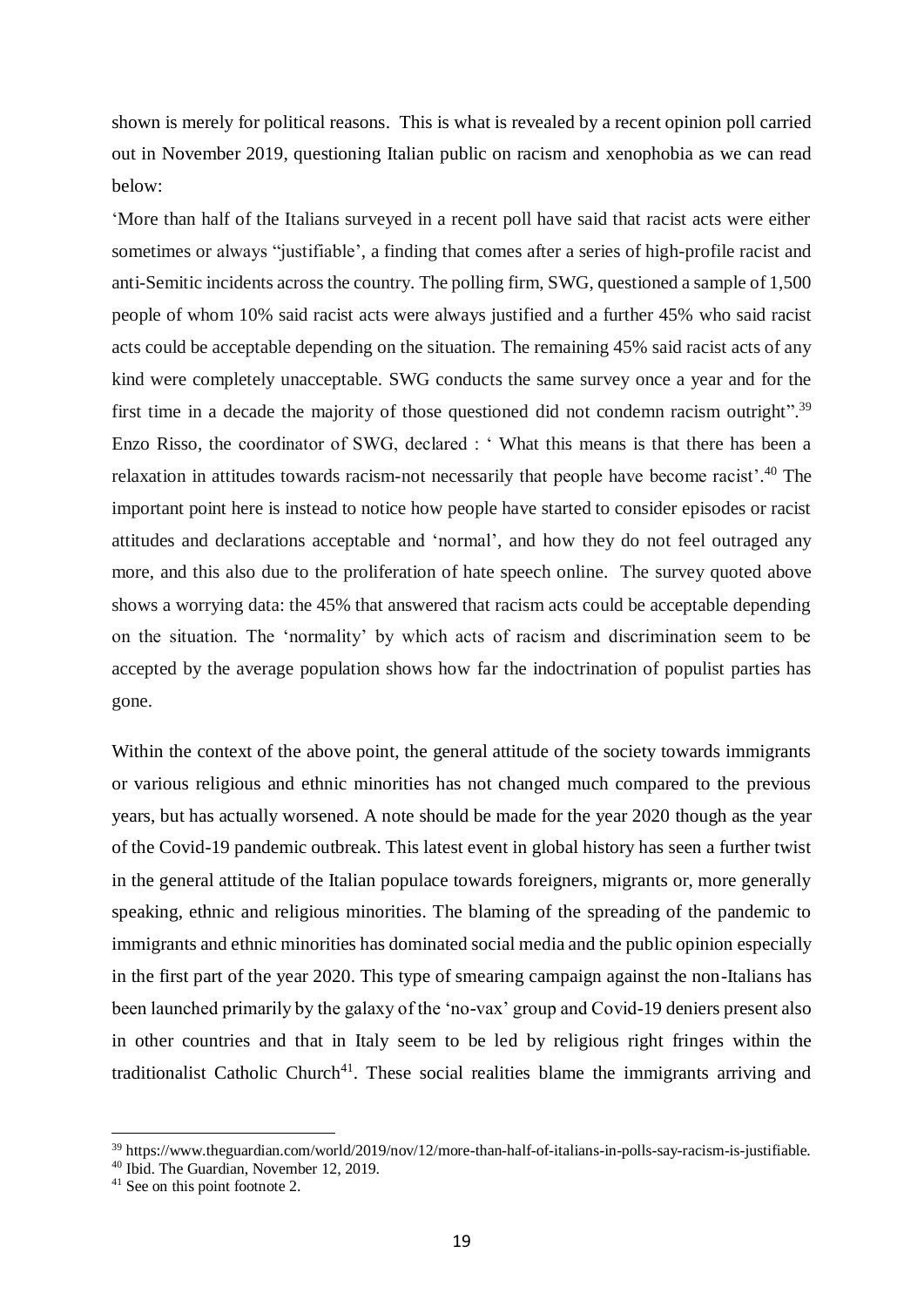shown is merely for political reasons. This is what is revealed by a recent opinion poll carried out in November 2019, questioning Italian public on racism and xenophobia as we can read below:

'More than half of the Italians surveyed in a recent poll have said that racist acts were either sometimes or always "justifiable', a finding that comes after a series of high-profile racist and anti-Semitic incidents across the country. The polling firm, SWG, questioned a sample of 1,500 people of whom 10% said racist acts were always justified and a further 45% who said racist acts could be acceptable depending on the situation. The remaining 45% said racist acts of any kind were completely unacceptable. SWG conducts the same survey once a year and for the first time in a decade the majority of those questioned did not condemn racism outright".[39] Enzo Risso, the coordinator of SWG, declared : ' What this means is that there has been a relaxation in attitudes towards racism-not necessarily that people have become racist'.[40] The important point here is instead to notice how people have started to consider episodes or racist attitudes and declarations acceptable and 'normal', and how they do not feel outraged any more, and this also due to the proliferation of hate speech online. The survey quoted above shows a worrying data: the 45% that answered that racism acts could be acceptable depending on the situation. The 'normality' by which acts of racism and discrimination seem to be accepted by the average population shows how far the indoctrination of populist parties has gone.

Within the context of the above point, the general attitude of the society towards immigrants or various religious and ethnic minorities has not changed much compared to the previous years, but has actually worsened. A note should be made for the year 2020 though as the year of the Covid-19 pandemic outbreak. This latest event in global history has seen a further twist in the general attitude of the Italian populace towards foreigners, migrants or, more generally speaking, ethnic and religious minorities. The blaming of the spreading of the pandemic to immigrants and ethnic minorities has dominated social media and the public opinion especially in the first part of the year 2020. This type of smearing campaign against the non-Italians has been launched primarily by the galaxy of the 'no-vax' group and Covid-19 deniers present also in other countries and that in Italy seem to be led by religious right fringes within the traditionalist Catholic Church[41]. These social realities blame the immigrants arriving and

---

[39] https://www.theguardian.com/world/2019/nov/12/more-than-half-of-italians-in-polls-say-racism-is-justifiable.

[40] Ibid. The Guardian, November 12, 2019.

[41] See on this point footnote 2.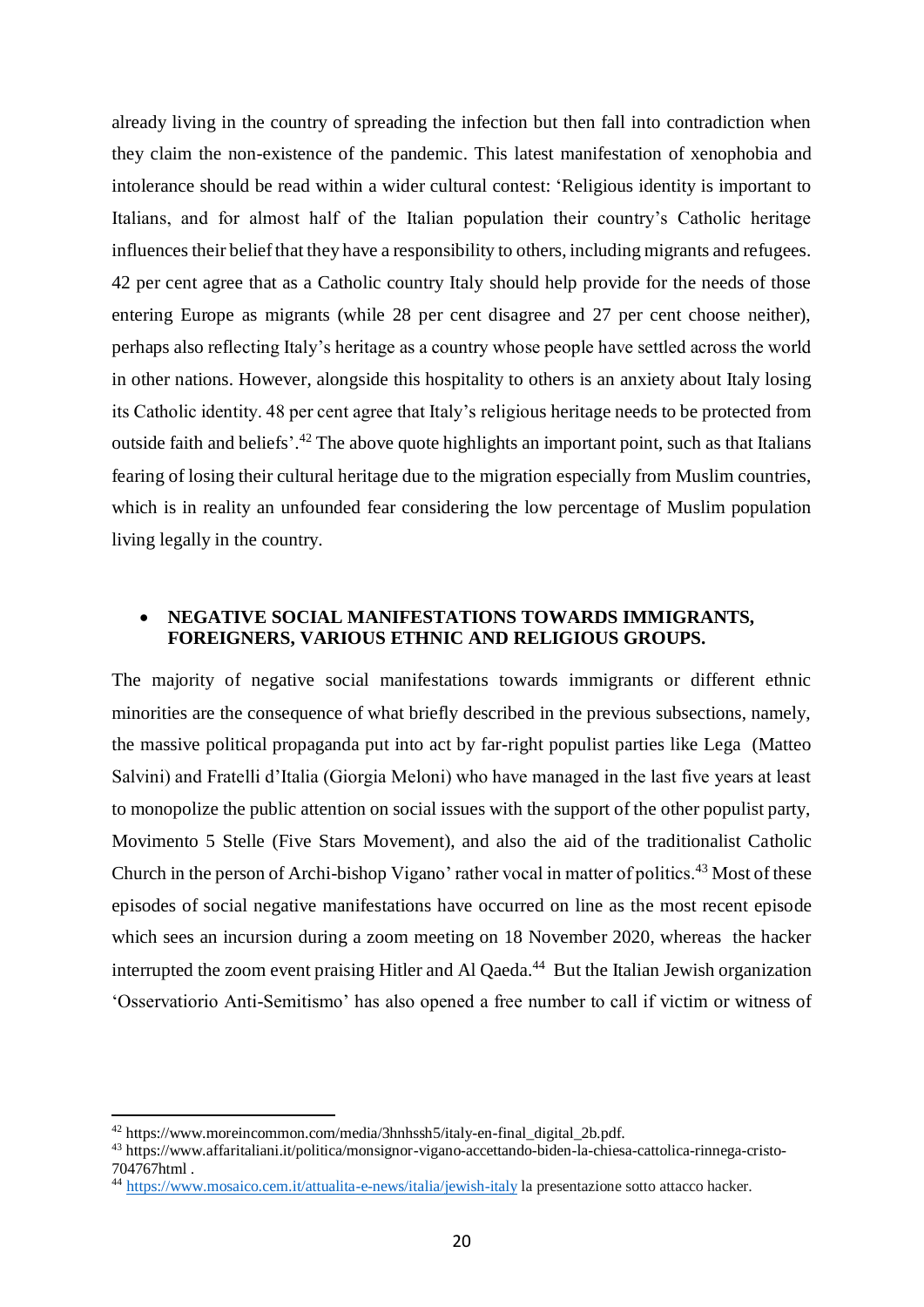already living in the country of spreading the infection but then fall into contradiction when they claim the non-existence of the pandemic. This latest manifestation of xenophobia and intolerance should be read within a wider cultural contest: 'Religious identity is important to Italians, and for almost half of the Italian population their country's Catholic heritage influences their belief that they have a responsibility to others, including migrants and refugees. 42 per cent agree that as a Catholic country Italy should help provide for the needs of those entering Europe as migrants (while 28 per cent disagree and 27 per cent choose neither), perhaps also reflecting Italy's heritage as a country whose people have settled across the world in other nations. However, alongside this hospitality to others is an anxiety about Italy losing its Catholic identity. 48 per cent agree that Italy's religious heritage needs to be protected from outside faith and beliefs'.[42] The above quote highlights an important point, such as that Italians fearing of losing their cultural heritage due to the migration especially from Muslim countries, which is in reality an unfounded fear considering the low percentage of Muslim population living legally in the country.

- **NEGATIVE SOCIAL MANIFESTATIONS TOWARDS IMMIGRANTS, FOREIGNERS, VARIOUS ETHNIC AND RELIGIOUS GROUPS.**

The majority of negative social manifestations towards immigrants or different ethnic minorities are the consequence of what briefly described in the previous subsections, namely, the massive political propaganda put into act by far-right populist parties like Lega (Matteo Salvini) and Fratelli d'Italia (Giorgia Meloni) who have managed in the last five years at least to monopolize the public attention on social issues with the support of the other populist party, Movimento 5 Stelle (Five Stars Movement), and also the aid of the traditionalist Catholic Church in the person of Archi-bishop Vigano' rather vocal in matter of politics.[43] Most of these episodes of social negative manifestations have occurred on line as the most recent episode which sees an incursion during a zoom meeting on 18 November 2020, whereas the hacker interrupted the zoom event praising Hitler and Al Qaeda.[44] But the Italian Jewish organization 'Osservatiorio Anti-Semitismo' has also opened a free number to call if victim or witness of

---

[42] https://www.moreincommon.com/media/3hnhssh5/italy-en-final_digital_2b.pdf.

[43] https://www.affaritaliani.it/politica/monsignor-vigano-accettando-biden-la-chiesa-cattolica-rinnega-cristo-704767html .

[44] https://www.mosaico.cem.it/attualita-e-news/italia/jewish-italy la presentazione sotto attacco hacker.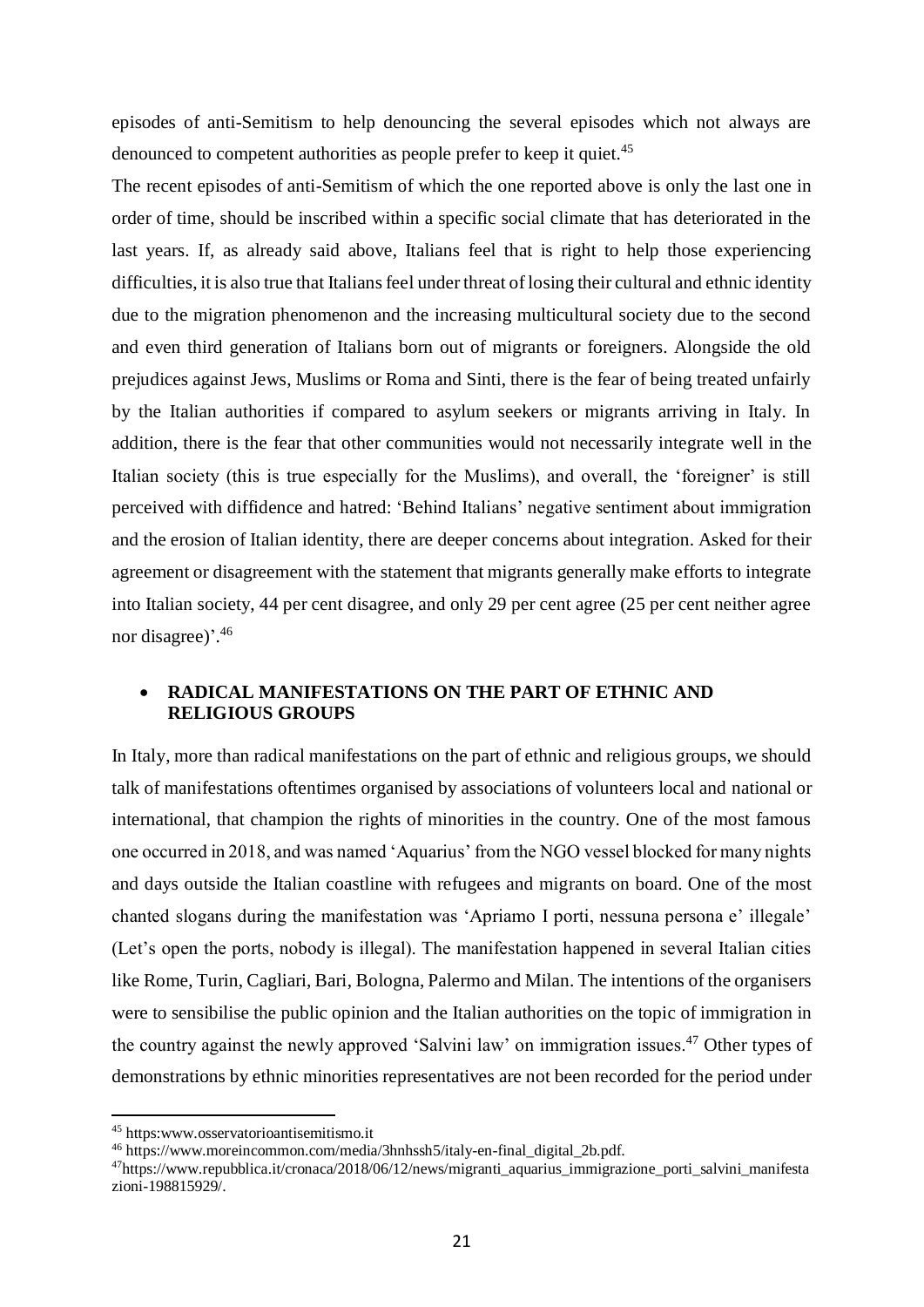episodes of anti-Semitism to help denouncing the several episodes which not always are denounced to competent authorities as people prefer to keep it quiet.[45]

The recent episodes of anti-Semitism of which the one reported above is only the last one in order of time, should be inscribed within a specific social climate that has deteriorated in the last years. If, as already said above, Italians feel that is right to help those experiencing difficulties, it is also true that Italians feel under threat of losing their cultural and ethnic identity due to the migration phenomenon and the increasing multicultural society due to the second and even third generation of Italians born out of migrants or foreigners. Alongside the old prejudices against Jews, Muslims or Roma and Sinti, there is the fear of being treated unfairly by the Italian authorities if compared to asylum seekers or migrants arriving in Italy. In addition, there is the fear that other communities would not necessarily integrate well in the Italian society (this is true especially for the Muslims), and overall, the 'foreigner' is still perceived with diffidence and hatred: 'Behind Italians' negative sentiment about immigration and the erosion of Italian identity, there are deeper concerns about integration. Asked for their agreement or disagreement with the statement that migrants generally make efforts to integrate into Italian society, 44 per cent disagree, and only 29 per cent agree (25 per cent neither agree nor disagree)'.[46]

- **RADICAL MANIFESTATIONS ON THE PART OF ETHNIC AND RELIGIOUS GROUPS**

In Italy, more than radical manifestations on the part of ethnic and religious groups, we should talk of manifestations oftentimes organised by associations of volunteers local and national or international, that champion the rights of minorities in the country. One of the most famous one occurred in 2018, and was named 'Aquarius' from the NGO vessel blocked for many nights and days outside the Italian coastline with refugees and migrants on board. One of the most chanted slogans during the manifestation was 'Apriamo I porti, nessuna persona e' illegale' (Let's open the ports, nobody is illegal). The manifestation happened in several Italian cities like Rome, Turin, Cagliari, Bari, Bologna, Palermo and Milan. The intentions of the organisers were to sensibilise the public opinion and the Italian authorities on the topic of immigration in the country against the newly approved 'Salvini law' on immigration issues.[47] Other types of demonstrations by ethnic minorities representatives are not been recorded for the period under

---

[45] https:www.osservatorioantisemitismo.it

[46] https://www.moreincommon.com/media/3hnhssh5/italy-en-final_digital_2b.pdf.

[47] https://www.repubblica.it/cronaca/2018/06/12/news/migranti_aquarius_immigrazione_porti_salvini_manifestazioni-198815929/.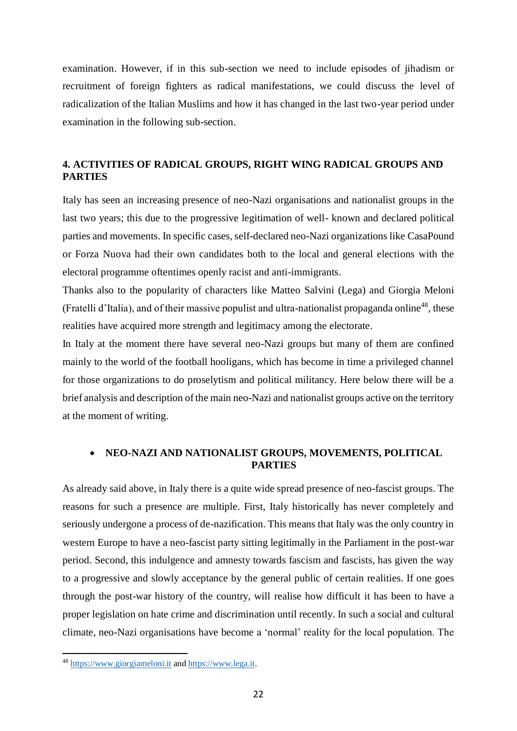examination. However, if in this sub-section we need to include episodes of jihadism or recruitment of foreign fighters as radical manifestations, we could discuss the level of radicalization of the Italian Muslims and how it has changed in the last two-year period under examination in the following sub-section.

## 4. ACTIVITIES OF RADICAL GROUPS, RIGHT WING RADICAL GROUPS AND PARTIES

Italy has seen an increasing presence of neo-Nazi organisations and nationalist groups in the last two years; this due to the progressive legitimation of well- known and declared political parties and movements. In specific cases, self-declared neo-Nazi organizations like CasaPound or Forza Nuova had their own candidates both to the local and general elections with the electoral programme oftentimes openly racist and anti-immigrants.

Thanks also to the popularity of characters like Matteo Salvini (Lega) and Giorgia Meloni (Fratelli d'Italia), and of their massive populist and ultra-nationalist propaganda online[48], these realities have acquired more strength and legitimacy among the electorate.

In Italy at the moment there have several neo-Nazi groups but many of them are confined mainly to the world of the football hooligans, which has become in time a privileged channel for those organizations to do proselytism and political militancy. Here below there will be a brief analysis and description of the main neo-Nazi and nationalist groups active on the territory at the moment of writing.

- **NEO-NAZI AND NATIONALIST GROUPS, MOVEMENTS, POLITICAL PARTIES**

As already said above, in Italy there is a quite wide spread presence of neo-fascist groups. The reasons for such a presence are multiple. First, Italy historically has never completely and seriously undergone a process of de-nazification. This means that Italy was the only country in western Europe to have a neo-fascist party sitting legitimally in the Parliament in the post-war period. Second, this indulgence and amnesty towards fascism and fascists, has given the way to a progressive and slowly acceptance by the general public of certain realities. If one goes through the post-war history of the country, will realise how difficult it has been to have a proper legislation on hate crime and discrimination until recently. In such a social and cultural climate, neo-Nazi organisations have become a 'normal' reality for the local population. The

---

[48] https://www.giorgiameloni.it and https://www.lega.it.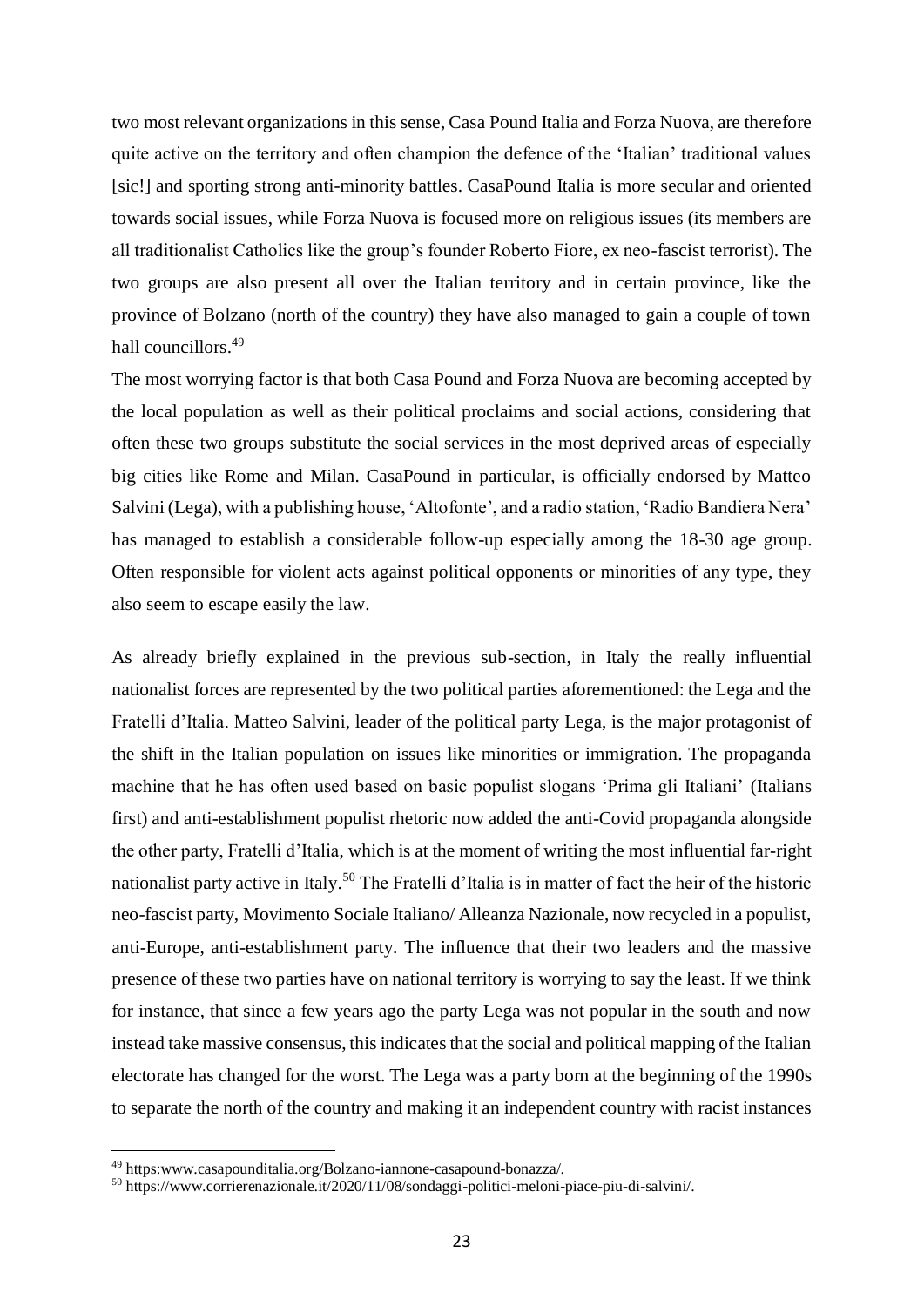two most relevant organizations in this sense, Casa Pound Italia and Forza Nuova, are therefore quite active on the territory and often champion the defence of the 'Italian' traditional values [sic!] and sporting strong anti-minority battles. CasaPound Italia is more secular and oriented towards social issues, while Forza Nuova is focused more on religious issues (its members are all traditionalist Catholics like the group's founder Roberto Fiore, ex neo-fascist terrorist). The two groups are also present all over the Italian territory and in certain province, like the province of Bolzano (north of the country) they have also managed to gain a couple of town hall councillors.[49]

The most worrying factor is that both Casa Pound and Forza Nuova are becoming accepted by the local population as well as their political proclaims and social actions, considering that often these two groups substitute the social services in the most deprived areas of especially big cities like Rome and Milan. CasaPound in particular, is officially endorsed by Matteo Salvini (Lega), with a publishing house, 'Altofonte', and a radio station, 'Radio Bandiera Nera' has managed to establish a considerable follow-up especially among the 18-30 age group. Often responsible for violent acts against political opponents or minorities of any type, they also seem to escape easily the law.

As already briefly explained in the previous sub-section, in Italy the really influential nationalist forces are represented by the two political parties aforementioned: the Lega and the Fratelli d'Italia. Matteo Salvini, leader of the political party Lega, is the major protagonist of the shift in the Italian population on issues like minorities or immigration. The propaganda machine that he has often used based on basic populist slogans 'Prima gli Italiani' (Italians first) and anti-establishment populist rhetoric now added the anti-Covid propaganda alongside the other party, Fratelli d'Italia, which is at the moment of writing the most influential far-right nationalist party active in Italy.[50] The Fratelli d'Italia is in matter of fact the heir of the historic neo-fascist party, Movimento Sociale Italiano/ Alleanza Nazionale, now recycled in a populist, anti-Europe, anti-establishment party. The influence that their two leaders and the massive presence of these two parties have on national territory is worrying to say the least. If we think for instance, that since a few years ago the party Lega was not popular in the south and now instead take massive consensus, this indicates that the social and political mapping of the Italian electorate has changed for the worst. The Lega was a party born at the beginning of the 1990s to separate the north of the country and making it an independent country with racist instances

---

[49] https:www.casapounditalia.org/Bolzano-iannone-casapound-bonazza/.

[50] https://www.corrierenazionale.it/2020/11/08/sondaggi-politici-meloni-piace-piu-di-salvini/.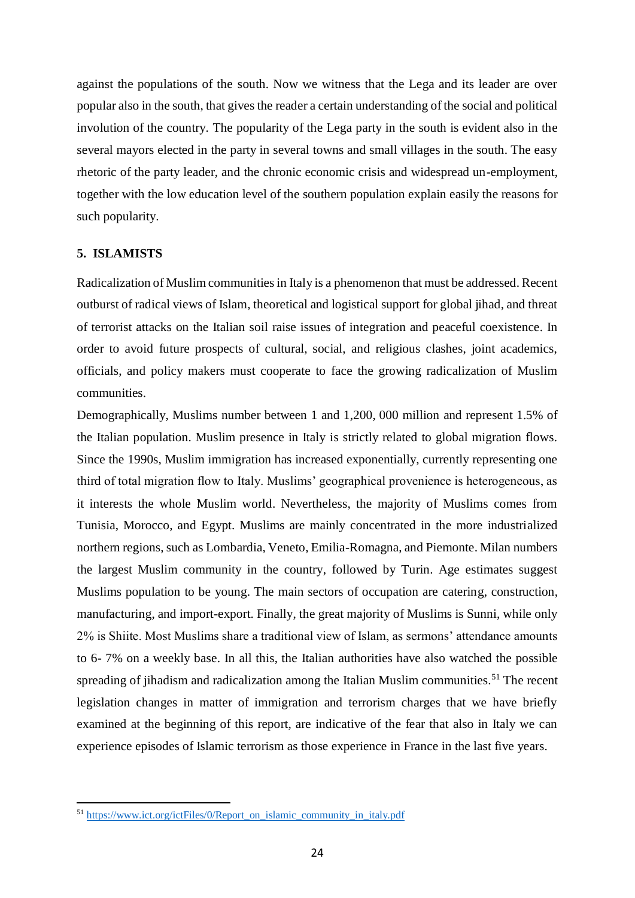against the populations of the south. Now we witness that the Lega and its leader are over popular also in the south, that gives the reader a certain understanding of the social and political involution of the country. The popularity of the Lega party in the south is evident also in the several mayors elected in the party in several towns and small villages in the south. The easy rhetoric of the party leader, and the chronic economic crisis and widespread un-employment, together with the low education level of the southern population explain easily the reasons for such popularity.

## 5. ISLAMISTS

Radicalization of Muslim communities in Italy is a phenomenon that must be addressed. Recent outburst of radical views of Islam, theoretical and logistical support for global jihad, and threat of terrorist attacks on the Italian soil raise issues of integration and peaceful coexistence. In order to avoid future prospects of cultural, social, and religious clashes, joint academics, officials, and policy makers must cooperate to face the growing radicalization of Muslim communities.

Demographically, Muslims number between 1 and 1,200, 000 million and represent 1.5% of the Italian population. Muslim presence in Italy is strictly related to global migration flows. Since the 1990s, Muslim immigration has increased exponentially, currently representing one third of total migration flow to Italy. Muslims' geographical provenience is heterogeneous, as it interests the whole Muslim world. Nevertheless, the majority of Muslims comes from Tunisia, Morocco, and Egypt. Muslims are mainly concentrated in the more industrialized northern regions, such as Lombardia, Veneto, Emilia-Romagna, and Piemonte. Milan numbers the largest Muslim community in the country, followed by Turin. Age estimates suggest Muslims population to be young. The main sectors of occupation are catering, construction, manufacturing, and import-export. Finally, the great majority of Muslims is Sunni, while only 2% is Shiite. Most Muslims share a traditional view of Islam, as sermons' attendance amounts to 6- 7% on a weekly base. In all this, the Italian authorities have also watched the possible spreading of jihadism and radicalization among the Italian Muslim communities.[51] The recent legislation changes in matter of immigration and terrorism charges that we have briefly examined at the beginning of this report, are indicative of the fear that also in Italy we can experience episodes of Islamic terrorism as those experience in France in the last five years.

[51] https://www.ict.org/ictFiles/0/Report_on_islamic_community_in_italy.pdf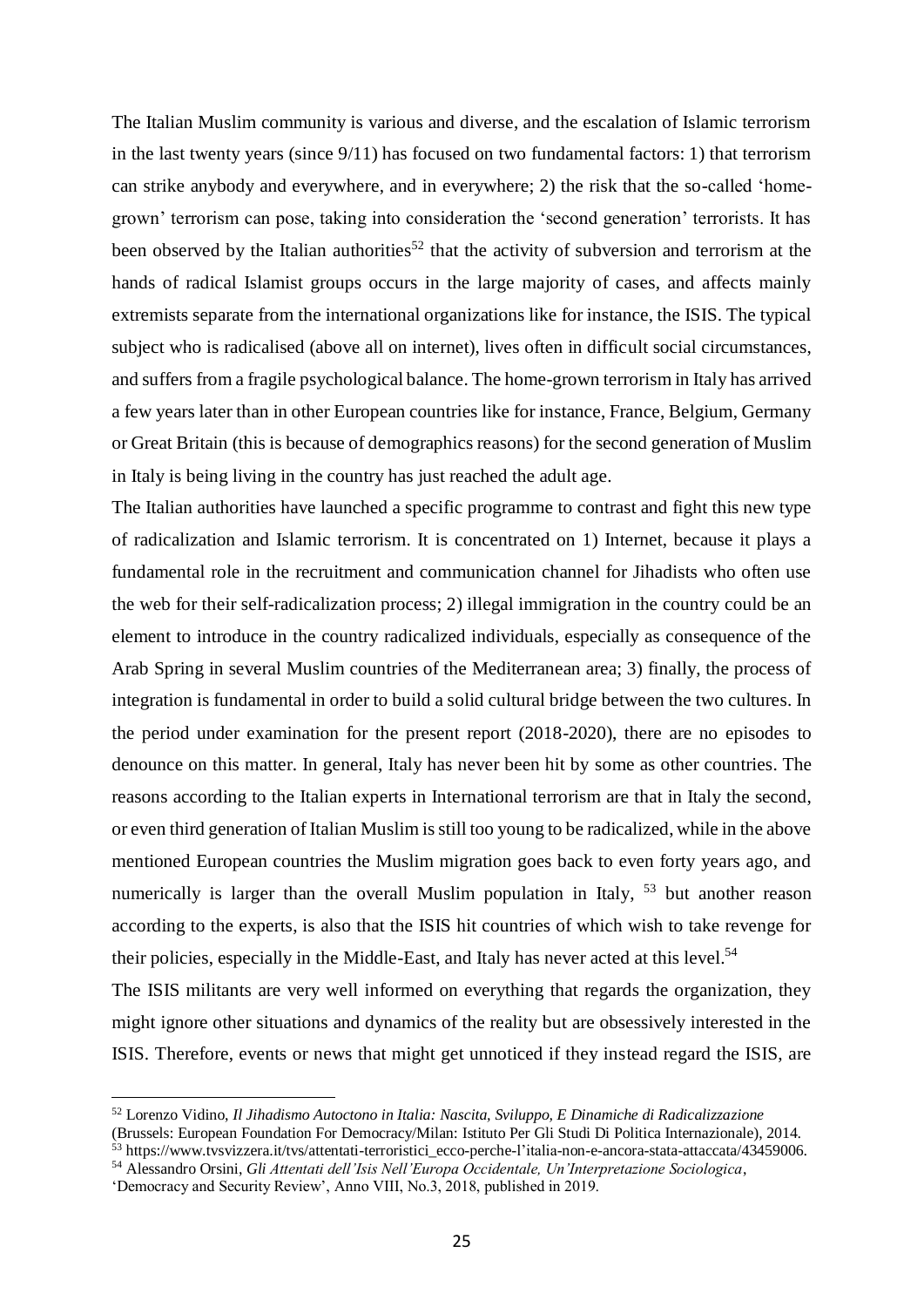The Italian Muslim community is various and diverse, and the escalation of Islamic terrorism in the last twenty years (since 9/11) has focused on two fundamental factors: 1) that terrorism can strike anybody and everywhere, and in everywhere; 2) the risk that the so-called 'home-grown' terrorism can pose, taking into consideration the 'second generation' terrorists. It has been observed by the Italian authorities[52] that the activity of subversion and terrorism at the hands of radical Islamist groups occurs in the large majority of cases, and affects mainly extremists separate from the international organizations like for instance, the ISIS. The typical subject who is radicalised (above all on internet), lives often in difficult social circumstances, and suffers from a fragile psychological balance. The home-grown terrorism in Italy has arrived a few years later than in other European countries like for instance, France, Belgium, Germany or Great Britain (this is because of demographics reasons) for the second generation of Muslim in Italy is being living in the country has just reached the adult age.

The Italian authorities have launched a specific programme to contrast and fight this new type of radicalization and Islamic terrorism. It is concentrated on 1) Internet, because it plays a fundamental role in the recruitment and communication channel for Jihadists who often use the web for their self-radicalization process; 2) illegal immigration in the country could be an element to introduce in the country radicalized individuals, especially as consequence of the Arab Spring in several Muslim countries of the Mediterranean area; 3) finally, the process of integration is fundamental in order to build a solid cultural bridge between the two cultures. In the period under examination for the present report (2018-2020), there are no episodes to denounce on this matter. In general, Italy has never been hit by some as other countries. The reasons according to the Italian experts in International terrorism are that in Italy the second, or even third generation of Italian Muslim is still too young to be radicalized, while in the above mentioned European countries the Muslim migration goes back to even forty years ago, and numerically is larger than the overall Muslim population in Italy, [53] but another reason according to the experts, is also that the ISIS hit countries of which wish to take revenge for their policies, especially in the Middle-East, and Italy has never acted at this level.[54]

The ISIS militants are very well informed on everything that regards the organization, they might ignore other situations and dynamics of the reality but are obsessively interested in the ISIS. Therefore, events or news that might get unnoticed if they instead regard the ISIS, are

---

[52] Lorenzo Vidino, *Il Jihadismo Autoctono in Italia: Nascita, Sviluppo, E Dinamiche di Radicalizzazione* (Brussels: European Foundation For Democracy/Milan: Istituto Per Gli Studi Di Politica Internazionale), 2014.

[53] https://www.tvsvizzera.it/tvs/attentati-terroristici_ecco-perche-l'italia-non-e-ancora-stata-attaccata/43459006.

[54] Alessandro Orsini, *Gli Attentati dell'Isis Nell'Europa Occidentale, Un'Interpretazione Sociologica*, 'Democracy and Security Review', Anno VIII, No.3, 2018, published in 2019.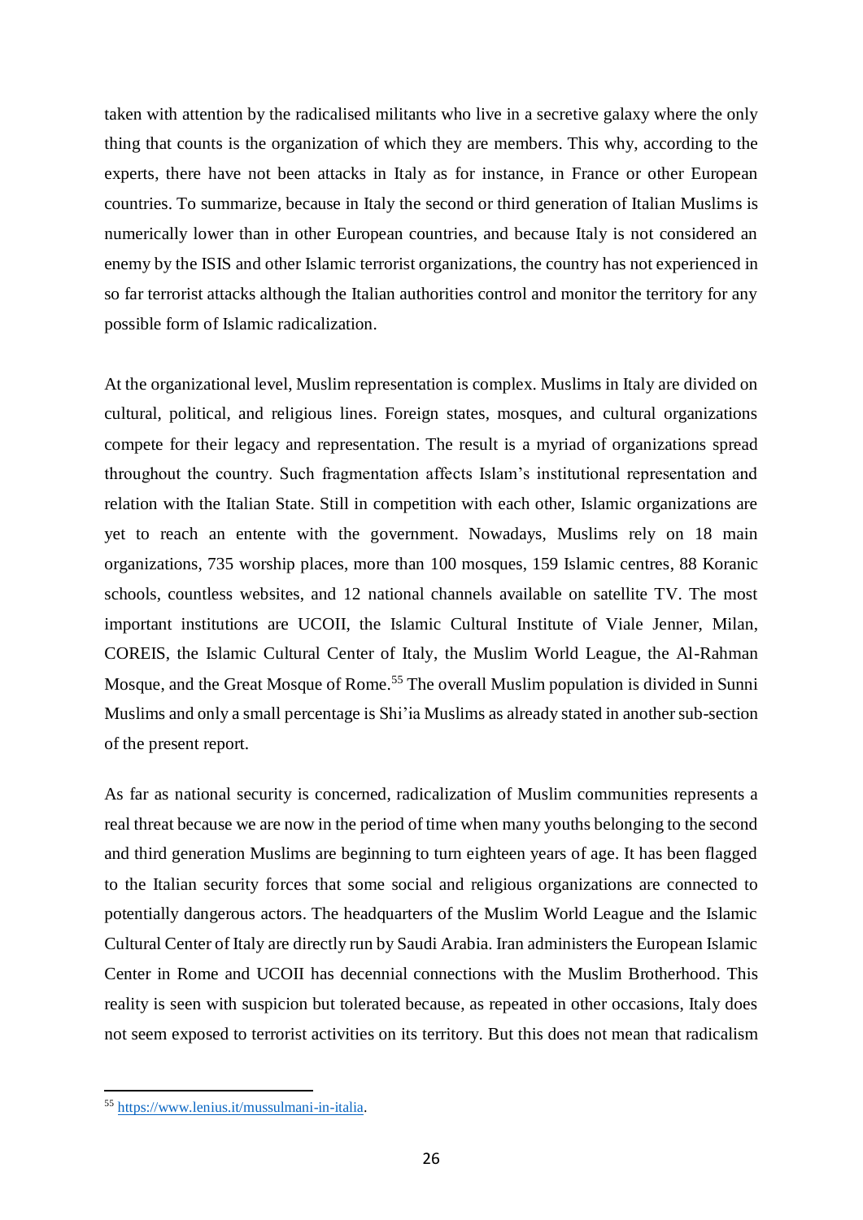taken with attention by the radicalised militants who live in a secretive galaxy where the only thing that counts is the organization of which they are members. This why, according to the experts, there have not been attacks in Italy as for instance, in France or other European countries. To summarize, because in Italy the second or third generation of Italian Muslims is numerically lower than in other European countries, and because Italy is not considered an enemy by the ISIS and other Islamic terrorist organizations, the country has not experienced in so far terrorist attacks although the Italian authorities control and monitor the territory for any possible form of Islamic radicalization.

At the organizational level, Muslim representation is complex. Muslims in Italy are divided on cultural, political, and religious lines. Foreign states, mosques, and cultural organizations compete for their legacy and representation. The result is a myriad of organizations spread throughout the country. Such fragmentation affects Islam's institutional representation and relation with the Italian State. Still in competition with each other, Islamic organizations are yet to reach an entente with the government. Nowadays, Muslims rely on 18 main organizations, 735 worship places, more than 100 mosques, 159 Islamic centres, 88 Koranic schools, countless websites, and 12 national channels available on satellite TV. The most important institutions are UCOII, the Islamic Cultural Institute of Viale Jenner, Milan, COREIS, the Islamic Cultural Center of Italy, the Muslim World League, the Al-Rahman Mosque, and the Great Mosque of Rome.[55] The overall Muslim population is divided in Sunni Muslims and only a small percentage is Shi'ia Muslims as already stated in another sub-section of the present report.

As far as national security is concerned, radicalization of Muslim communities represents a real threat because we are now in the period of time when many youths belonging to the second and third generation Muslims are beginning to turn eighteen years of age. It has been flagged to the Italian security forces that some social and religious organizations are connected to potentially dangerous actors. The headquarters of the Muslim World League and the Islamic Cultural Center of Italy are directly run by Saudi Arabia. Iran administers the European Islamic Center in Rome and UCOII has decennial connections with the Muslim Brotherhood. This reality is seen with suspicion but tolerated because, as repeated in other occasions, Italy does not seem exposed to terrorist activities on its territory. But this does not mean that radicalism

[55] https://www.lenius.it/mussulmani-in-italia.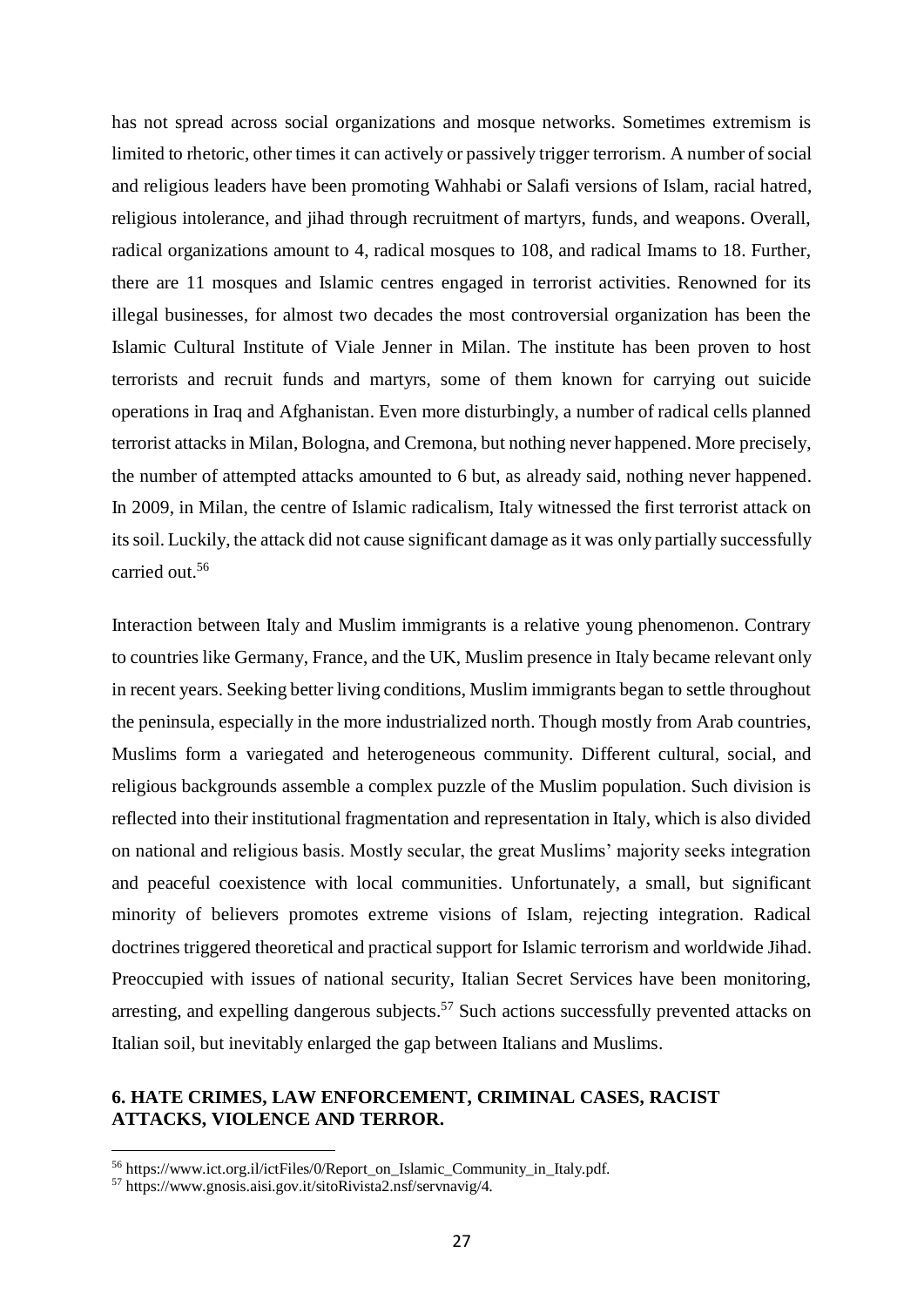has not spread across social organizations and mosque networks. Sometimes extremism is limited to rhetoric, other times it can actively or passively trigger terrorism. A number of social and religious leaders have been promoting Wahhabi or Salafi versions of Islam, racial hatred, religious intolerance, and jihad through recruitment of martyrs, funds, and weapons. Overall, radical organizations amount to 4, radical mosques to 108, and radical Imams to 18. Further, there are 11 mosques and Islamic centres engaged in terrorist activities. Renowned for its illegal businesses, for almost two decades the most controversial organization has been the Islamic Cultural Institute of Viale Jenner in Milan. The institute has been proven to host terrorists and recruit funds and martyrs, some of them known for carrying out suicide operations in Iraq and Afghanistan. Even more disturbingly, a number of radical cells planned terrorist attacks in Milan, Bologna, and Cremona, but nothing never happened. More precisely, the number of attempted attacks amounted to 6 but, as already said, nothing never happened. In 2009, in Milan, the centre of Islamic radicalism, Italy witnessed the first terrorist attack on its soil. Luckily, the attack did not cause significant damage as it was only partially successfully carried out.[56]

Interaction between Italy and Muslim immigrants is a relative young phenomenon. Contrary to countries like Germany, France, and the UK, Muslim presence in Italy became relevant only in recent years. Seeking better living conditions, Muslim immigrants began to settle throughout the peninsula, especially in the more industrialized north. Though mostly from Arab countries, Muslims form a variegated and heterogeneous community. Different cultural, social, and religious backgrounds assemble a complex puzzle of the Muslim population. Such division is reflected into their institutional fragmentation and representation in Italy, which is also divided on national and religious basis. Mostly secular, the great Muslims' majority seeks integration and peaceful coexistence with local communities. Unfortunately, a small, but significant minority of believers promotes extreme visions of Islam, rejecting integration. Radical doctrines triggered theoretical and practical support for Islamic terrorism and worldwide Jihad. Preoccupied with issues of national security, Italian Secret Services have been monitoring, arresting, and expelling dangerous subjects.[57] Such actions successfully prevented attacks on Italian soil, but inevitably enlarged the gap between Italians and Muslims.

## 6. HATE CRIMES, LAW ENFORCEMENT, CRIMINAL CASES, RACIST ATTACKS, VIOLENCE AND TERROR.

---

[56] https://www.ict.org.il/ictFiles/0/Report_on_Islamic_Community_in_Italy.pdf.

[57] https://www.gnosis.aisi.gov.it/sitoRivista2.nsf/servnavig/4.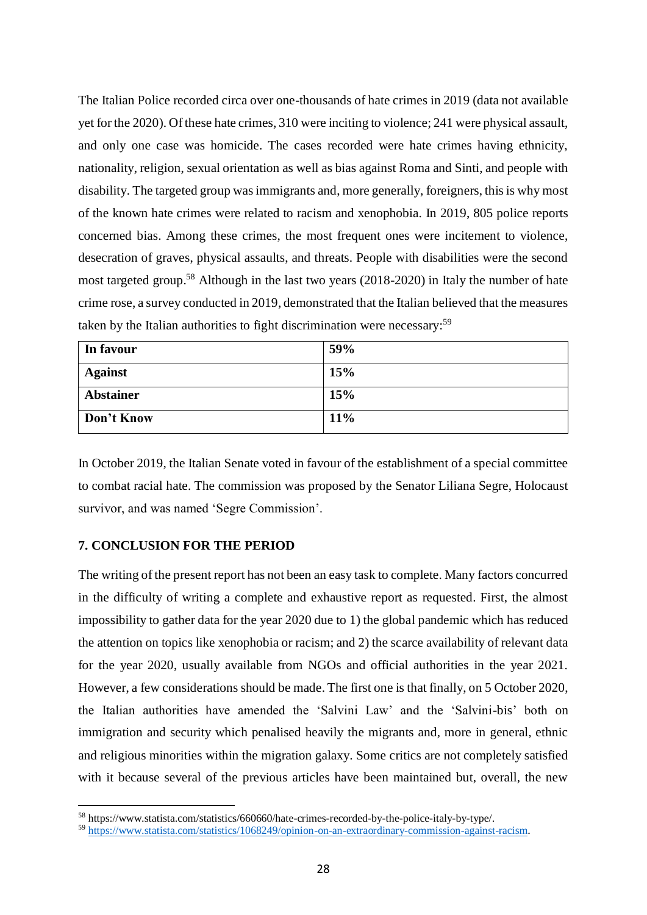The Italian Police recorded circa over one-thousands of hate crimes in 2019 (data not available yet for the 2020). Of these hate crimes, 310 were inciting to violence; 241 were physical assault, and only one case was homicide. The cases recorded were hate crimes having ethnicity, nationality, religion, sexual orientation as well as bias against Roma and Sinti, and people with disability. The targeted group was immigrants and, more generally, foreigners, this is why most of the known hate crimes were related to racism and xenophobia. In 2019, 805 police reports concerned bias. Among these crimes, the most frequent ones were incitement to violence, desecration of graves, physical assaults, and threats. People with disabilities were the second most targeted group.[58] Although in the last two years (2018-2020) in Italy the number of hate crime rose, a survey conducted in 2019, demonstrated that the Italian believed that the measures taken by the Italian authorities to fight discrimination were necessary:[59]

| **In favour** | **59%** |
|---|---|
| **Against** | **15%** |
| **Abstainer** | **15%** |
| **Don't Know** | **11%** |

In October 2019, the Italian Senate voted in favour of the establishment of a special committee to combat racial hate. The commission was proposed by the Senator Liliana Segre, Holocaust survivor, and was named 'Segre Commission'.

## 7. CONCLUSION FOR THE PERIOD

The writing of the present report has not been an easy task to complete. Many factors concurred in the difficulty of writing a complete and exhaustive report as requested. First, the almost impossibility to gather data for the year 2020 due to 1) the global pandemic which has reduced the attention on topics like xenophobia or racism; and 2) the scarce availability of relevant data for the year 2020, usually available from NGOs and official authorities in the year 2021. However, a few considerations should be made. The first one is that finally, on 5 October 2020, the Italian authorities have amended the 'Salvini Law' and the 'Salvini-bis' both on immigration and security which penalised heavily the migrants and, more in general, ethnic and religious minorities within the migration galaxy. Some critics are not completely satisfied with it because several of the previous articles have been maintained but, overall, the new

[58] https://www.statista.com/statistics/660660/hate-crimes-recorded-by-the-police-italy-by-type/.

[59] https://www.statista.com/statistics/1068249/opinion-on-an-extraordinary-commission-against-racism.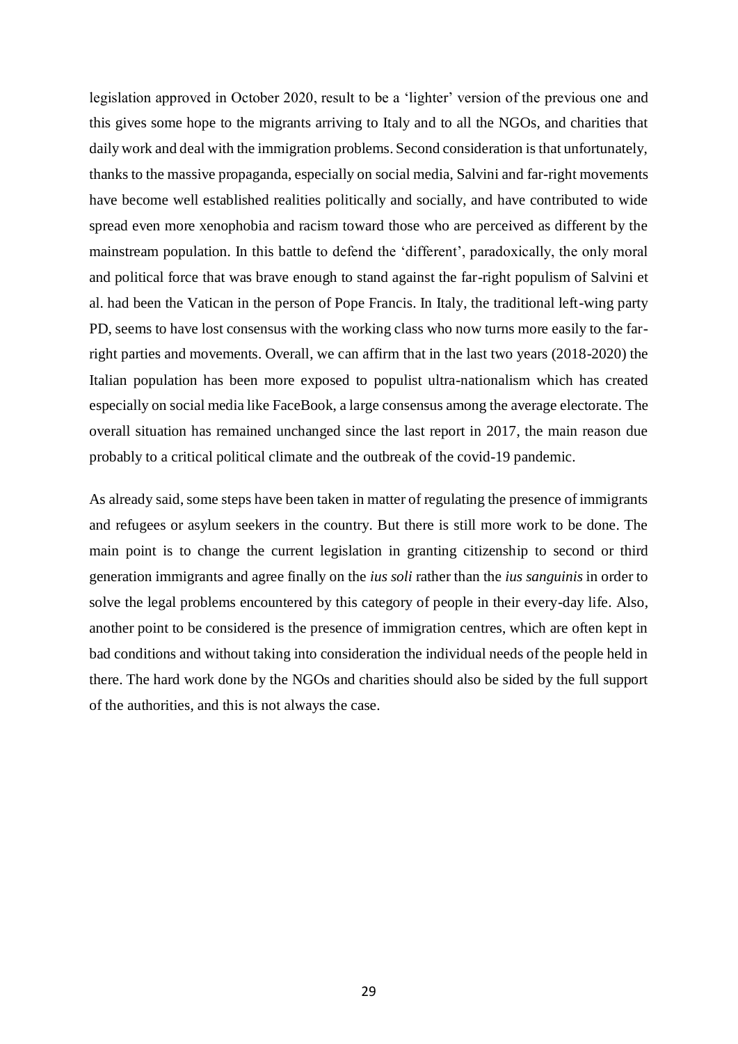legislation approved in October 2020, result to be a 'lighter' version of the previous one and this gives some hope to the migrants arriving to Italy and to all the NGOs, and charities that daily work and deal with the immigration problems. Second consideration is that unfortunately, thanks to the massive propaganda, especially on social media, Salvini and far-right movements have become well established realities politically and socially, and have contributed to wide spread even more xenophobia and racism toward those who are perceived as different by the mainstream population. In this battle to defend the 'different', paradoxically, the only moral and political force that was brave enough to stand against the far-right populism of Salvini et al. had been the Vatican in the person of Pope Francis. In Italy, the traditional left-wing party PD, seems to have lost consensus with the working class who now turns more easily to the far-right parties and movements. Overall, we can affirm that in the last two years (2018-2020) the Italian population has been more exposed to populist ultra-nationalism which has created especially on social media like FaceBook, a large consensus among the average electorate. The overall situation has remained unchanged since the last report in 2017, the main reason due probably to a critical political climate and the outbreak of the covid-19 pandemic.

As already said, some steps have been taken in matter of regulating the presence of immigrants and refugees or asylum seekers in the country. But there is still more work to be done. The main point is to change the current legislation in granting citizenship to second or third generation immigrants and agree finally on the *ius soli* rather than the *ius sanguinis* in order to solve the legal problems encountered by this category of people in their every-day life. Also, another point to be considered is the presence of immigration centres, which are often kept in bad conditions and without taking into consideration the individual needs of the people held in there. The hard work done by the NGOs and charities should also be sided by the full support of the authorities, and this is not always the case.